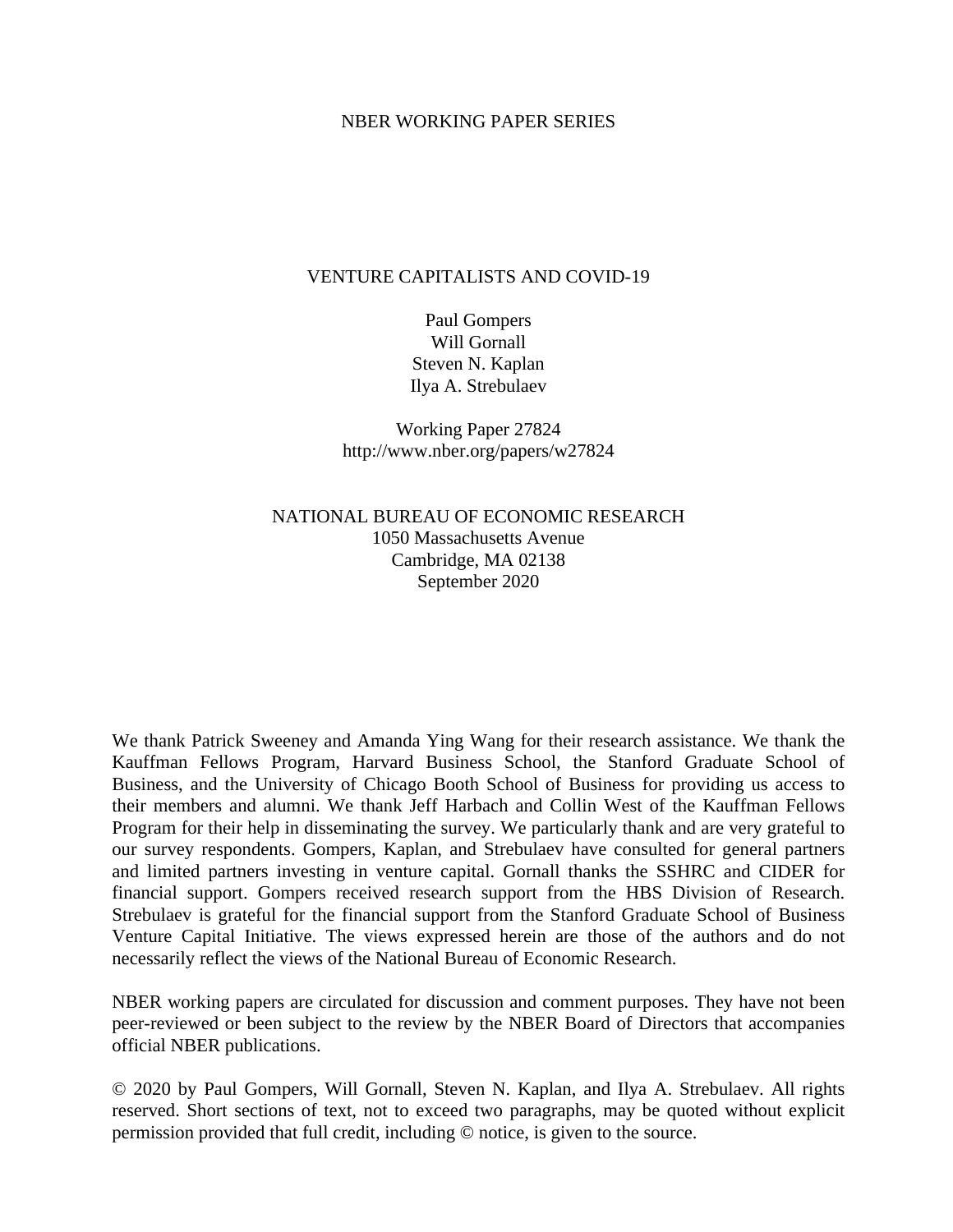NBER WORKING PAPER SERIES

# VENTURE CAPITALISTS AND COVID-19

Paul Gompers
Will Gornall
Steven N. Kaplan
Ilya A. Strebulaev

Working Paper 27824
http://www.nber.org/papers/w27824

NATIONAL BUREAU OF ECONOMIC RESEARCH
1050 Massachusetts Avenue
Cambridge, MA 02138
September 2020

We thank Patrick Sweeney and Amanda Ying Wang for their research assistance. We thank the Kauffman Fellows Program, Harvard Business School, the Stanford Graduate School of Business, and the University of Chicago Booth School of Business for providing us access to their members and alumni. We thank Jeff Harbach and Collin West of the Kauffman Fellows Program for their help in disseminating the survey. We particularly thank and are very grateful to our survey respondents. Gompers, Kaplan, and Strebulaev have consulted for general partners and limited partners investing in venture capital. Gornall thanks the SSHRC and CIDER for financial support. Gompers received research support from the HBS Division of Research. Strebulaev is grateful for the financial support from the Stanford Graduate School of Business Venture Capital Initiative. The views expressed herein are those of the authors and do not necessarily reflect the views of the National Bureau of Economic Research.

NBER working papers are circulated for discussion and comment purposes. They have not been peer-reviewed or been subject to the review by the NBER Board of Directors that accompanies official NBER publications.

© 2020 by Paul Gompers, Will Gornall, Steven N. Kaplan, and Ilya A. Strebulaev. All rights reserved. Short sections of text, not to exceed two paragraphs, may be quoted without explicit permission provided that full credit, including © notice, is given to the source.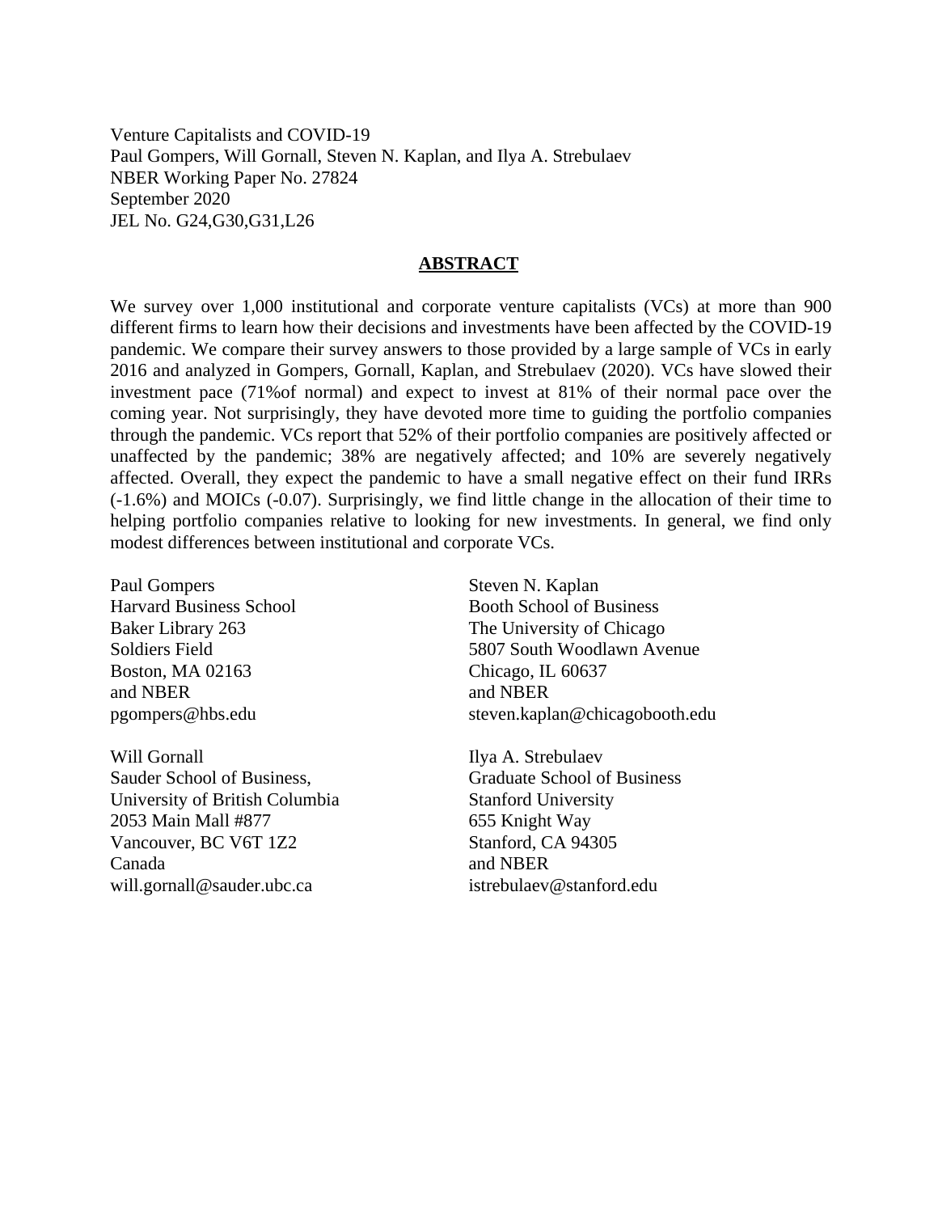Venture Capitalists and COVID-19
Paul Gompers, Will Gornall, Steven N. Kaplan, and Ilya A. Strebulaev
NBER Working Paper No. 27824
September 2020
JEL No. G24,G30,G31,L26

## ABSTRACT

We survey over 1,000 institutional and corporate venture capitalists (VCs) at more than 900 different firms to learn how their decisions and investments have been affected by the COVID-19 pandemic. We compare their survey answers to those provided by a large sample of VCs in early 2016 and analyzed in Gompers, Gornall, Kaplan, and Strebulaev (2020). VCs have slowed their investment pace (71%of normal) and expect to invest at 81% of their normal pace over the coming year. Not surprisingly, they have devoted more time to guiding the portfolio companies through the pandemic. VCs report that 52% of their portfolio companies are positively affected or unaffected by the pandemic; 38% are negatively affected; and 10% are severely negatively affected. Overall, they expect the pandemic to have a small negative effect on their fund IRRs (-1.6%) and MOICs (-0.07). Surprisingly, we find little change in the allocation of their time to helping portfolio companies relative to looking for new investments. In general, we find only modest differences between institutional and corporate VCs.

Paul Gompers
Harvard Business School
Baker Library 263
Soldiers Field
Boston, MA 02163
and NBER
pgompers@hbs.edu

Will Gornall
Sauder School of Business,
University of British Columbia
2053 Main Mall #877
Vancouver, BC V6T 1Z2
Canada
will.gornall@sauder.ubc.ca

Steven N. Kaplan
Booth School of Business
The University of Chicago
5807 South Woodlawn Avenue
Chicago, IL 60637
and NBER
steven.kaplan@chicagobooth.edu

Ilya A. Strebulaev
Graduate School of Business
Stanford University
655 Knight Way
Stanford, CA 94305
and NBER
istrebulaev@stanford.edu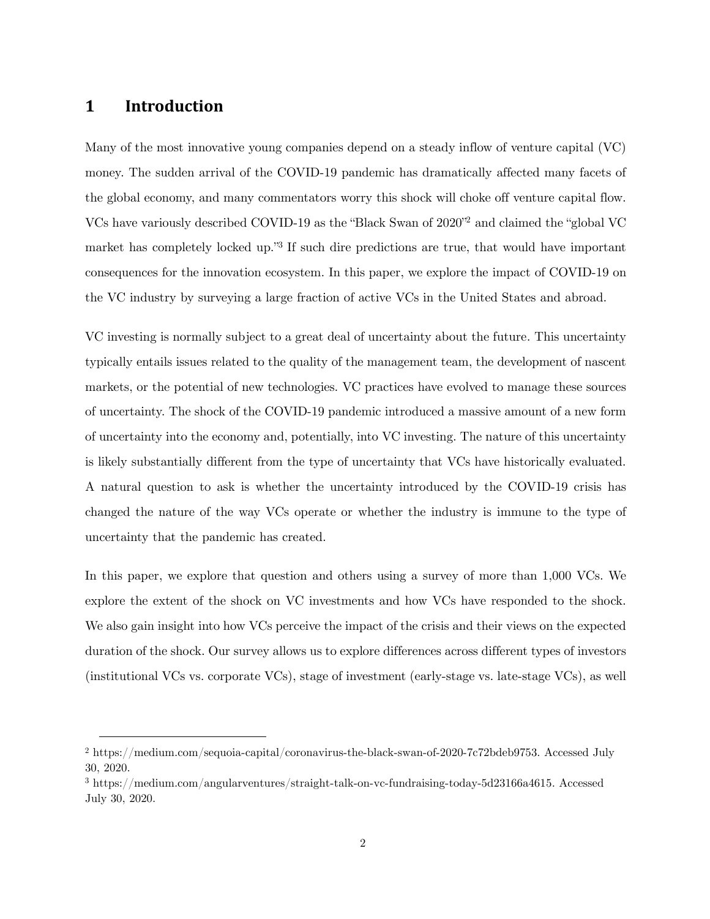# 1 Introduction

Many of the most innovative young companies depend on a steady inflow of venture capital (VC) money. The sudden arrival of the COVID-19 pandemic has dramatically affected many facets of the global economy, and many commentators worry this shock will choke off venture capital flow. VCs have variously described COVID-19 as the "Black Swan of 2020"[2] and claimed the "global VC market has completely locked up."[3] If such dire predictions are true, that would have important consequences for the innovation ecosystem. In this paper, we explore the impact of COVID-19 on the VC industry by surveying a large fraction of active VCs in the United States and abroad.

VC investing is normally subject to a great deal of uncertainty about the future. This uncertainty typically entails issues related to the quality of the management team, the development of nascent markets, or the potential of new technologies. VC practices have evolved to manage these sources of uncertainty. The shock of the COVID-19 pandemic introduced a massive amount of a new form of uncertainty into the economy and, potentially, into VC investing. The nature of this uncertainty is likely substantially different from the type of uncertainty that VCs have historically evaluated. A natural question to ask is whether the uncertainty introduced by the COVID-19 crisis has changed the nature of the way VCs operate or whether the industry is immune to the type of uncertainty that the pandemic has created.

In this paper, we explore that question and others using a survey of more than 1,000 VCs. We explore the extent of the shock on VC investments and how VCs have responded to the shock. We also gain insight into how VCs perceive the impact of the crisis and their views on the expected duration of the shock. Our survey allows us to explore differences across different types of investors (institutional VCs vs. corporate VCs), stage of investment (early-stage vs. late-stage VCs), as well

[2] https://medium.com/sequoia-capital/coronavirus-the-black-swan-of-2020-7c72bdeb9753. Accessed July 30, 2020.

[3] https://medium.com/angularventures/straight-talk-on-vc-fundraising-today-5d23166a4615. Accessed July 30, 2020.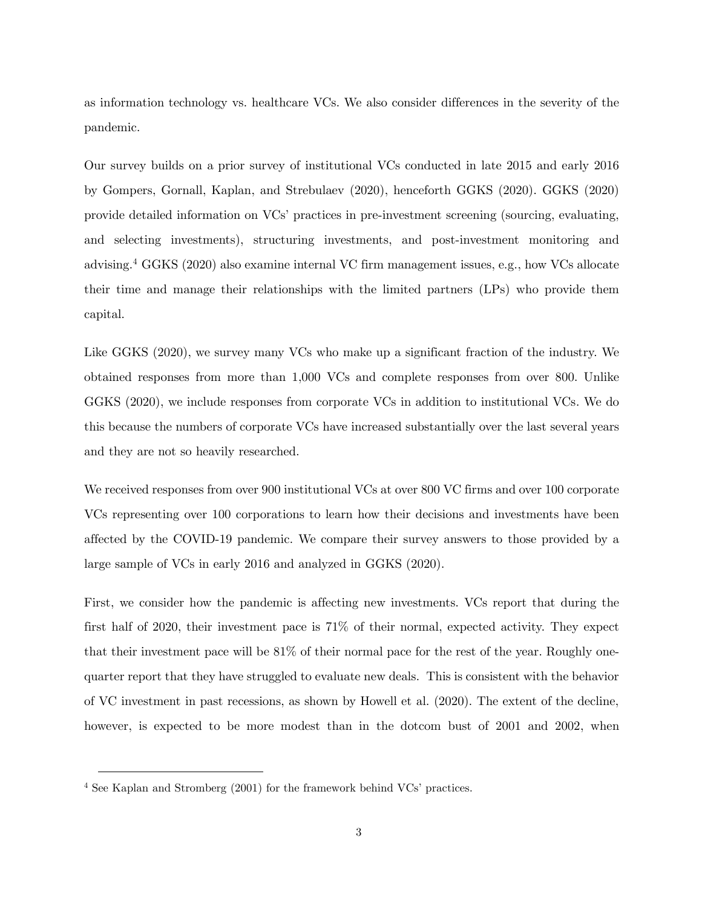as information technology vs. healthcare VCs. We also consider differences in the severity of the pandemic.

Our survey builds on a prior survey of institutional VCs conducted in late 2015 and early 2016 by Gompers, Gornall, Kaplan, and Strebulaev (2020), henceforth GGKS (2020). GGKS (2020) provide detailed information on VCs' practices in pre-investment screening (sourcing, evaluating, and selecting investments), structuring investments, and post-investment monitoring and advising.[4] GGKS (2020) also examine internal VC firm management issues, e.g., how VCs allocate their time and manage their relationships with the limited partners (LPs) who provide them capital.

Like GGKS (2020), we survey many VCs who make up a significant fraction of the industry. We obtained responses from more than 1,000 VCs and complete responses from over 800. Unlike GGKS (2020), we include responses from corporate VCs in addition to institutional VCs. We do this because the numbers of corporate VCs have increased substantially over the last several years and they are not so heavily researched.

We received responses from over 900 institutional VCs at over 800 VC firms and over 100 corporate VCs representing over 100 corporations to learn how their decisions and investments have been affected by the COVID-19 pandemic. We compare their survey answers to those provided by a large sample of VCs in early 2016 and analyzed in GGKS (2020).

First, we consider how the pandemic is affecting new investments. VCs report that during the first half of 2020, their investment pace is 71% of their normal, expected activity. They expect that their investment pace will be 81% of their normal pace for the rest of the year. Roughly one-quarter report that they have struggled to evaluate new deals. This is consistent with the behavior of VC investment in past recessions, as shown by Howell et al. (2020). The extent of the decline, however, is expected to be more modest than in the dotcom bust of 2001 and 2002, when

[4] See Kaplan and Stromberg (2001) for the framework behind VCs' practices.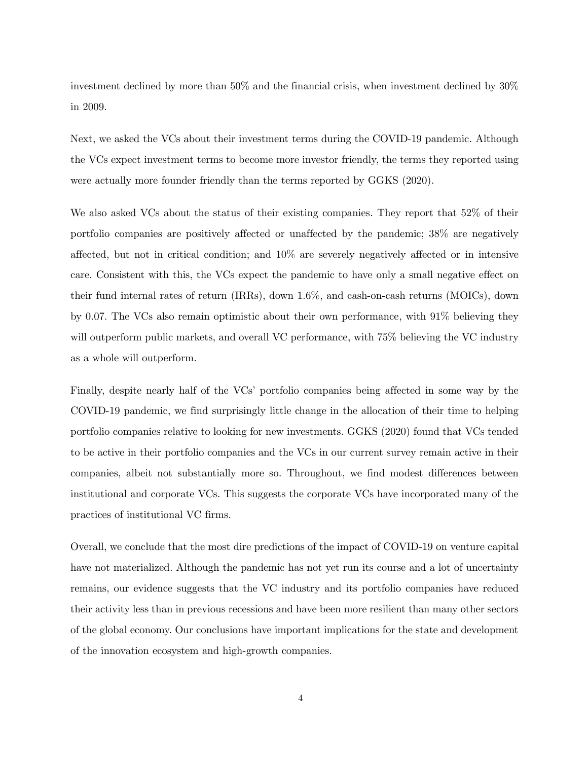investment declined by more than 50% and the financial crisis, when investment declined by 30% in 2009.

Next, we asked the VCs about their investment terms during the COVID-19 pandemic. Although the VCs expect investment terms to become more investor friendly, the terms they reported using were actually more founder friendly than the terms reported by GGKS (2020).

We also asked VCs about the status of their existing companies. They report that 52% of their portfolio companies are positively affected or unaffected by the pandemic; 38% are negatively affected, but not in critical condition; and 10% are severely negatively affected or in intensive care. Consistent with this, the VCs expect the pandemic to have only a small negative effect on their fund internal rates of return (IRRs), down 1.6%, and cash-on-cash returns (MOICs), down by 0.07. The VCs also remain optimistic about their own performance, with 91% believing they will outperform public markets, and overall VC performance, with 75% believing the VC industry as a whole will outperform.

Finally, despite nearly half of the VCs' portfolio companies being affected in some way by the COVID-19 pandemic, we find surprisingly little change in the allocation of their time to helping portfolio companies relative to looking for new investments. GGKS (2020) found that VCs tended to be active in their portfolio companies and the VCs in our current survey remain active in their companies, albeit not substantially more so. Throughout, we find modest differences between institutional and corporate VCs. This suggests the corporate VCs have incorporated many of the practices of institutional VC firms.

Overall, we conclude that the most dire predictions of the impact of COVID-19 on venture capital have not materialized. Although the pandemic has not yet run its course and a lot of uncertainty remains, our evidence suggests that the VC industry and its portfolio companies have reduced their activity less than in previous recessions and have been more resilient than many other sectors of the global economy. Our conclusions have important implications for the state and development of the innovation ecosystem and high-growth companies.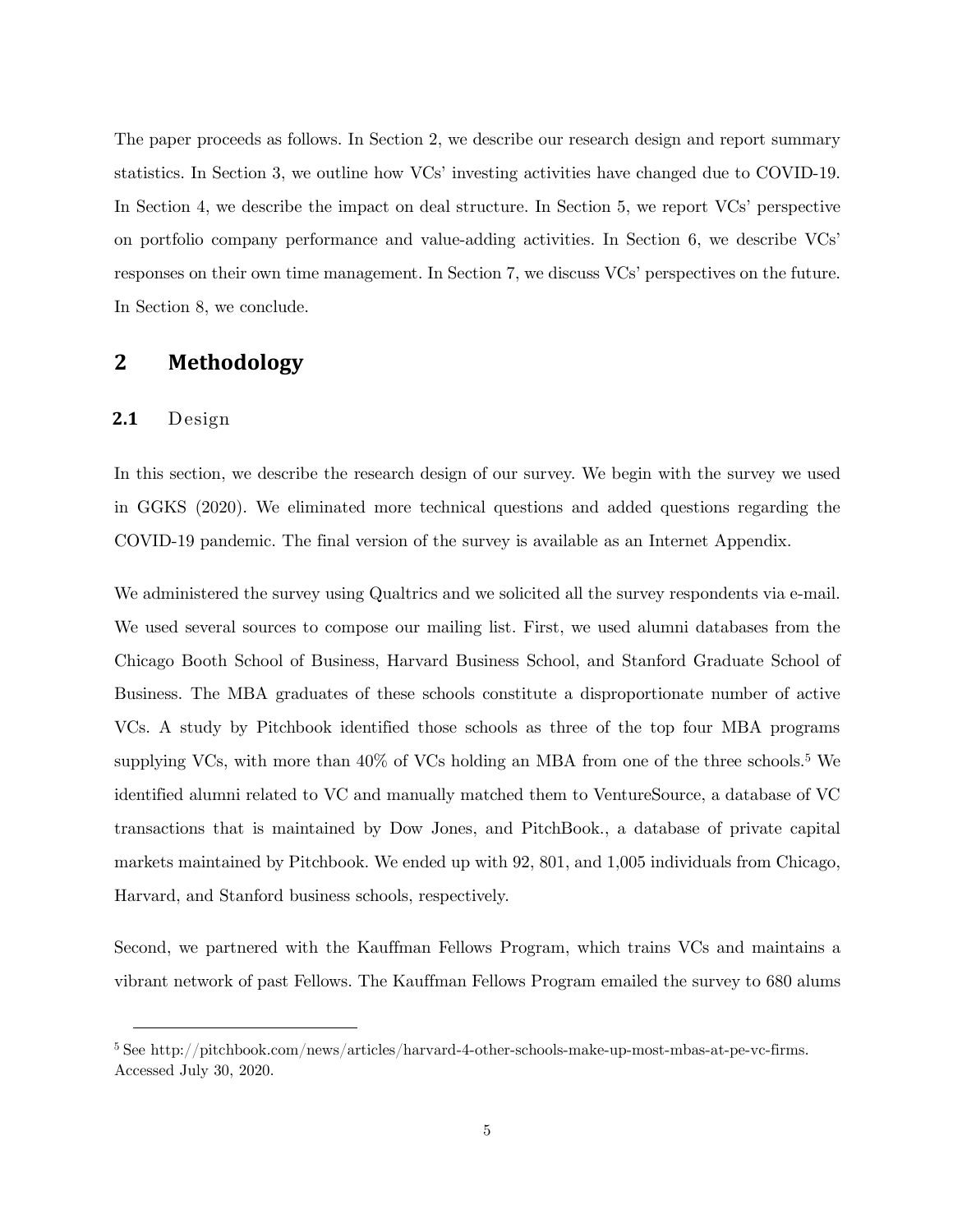The paper proceeds as follows. In Section 2, we describe our research design and report summary statistics. In Section 3, we outline how VCs' investing activities have changed due to COVID-19. In Section 4, we describe the impact on deal structure. In Section 5, we report VCs' perspective on portfolio company performance and value-adding activities. In Section 6, we describe VCs' responses on their own time management. In Section 7, we discuss VCs' perspectives on the future. In Section 8, we conclude.

## 2 Methodology

### 2.1 Design

In this section, we describe the research design of our survey. We begin with the survey we used in GGKS (2020). We eliminated more technical questions and added questions regarding the COVID-19 pandemic. The final version of the survey is available as an Internet Appendix.

We administered the survey using Qualtrics and we solicited all the survey respondents via e-mail. We used several sources to compose our mailing list. First, we used alumni databases from the Chicago Booth School of Business, Harvard Business School, and Stanford Graduate School of Business. The MBA graduates of these schools constitute a disproportionate number of active VCs. A study by Pitchbook identified those schools as three of the top four MBA programs supplying VCs, with more than 40% of VCs holding an MBA from one of the three schools.[5] We identified alumni related to VC and manually matched them to VentureSource, a database of VC transactions that is maintained by Dow Jones, and PitchBook., a database of private capital markets maintained by Pitchbook. We ended up with 92, 801, and 1,005 individuals from Chicago, Harvard, and Stanford business schools, respectively.

Second, we partnered with the Kauffman Fellows Program, which trains VCs and maintains a vibrant network of past Fellows. The Kauffman Fellows Program emailed the survey to 680 alums

[5] See http://pitchbook.com/news/articles/harvard-4-other-schools-make-up-most-mbas-at-pe-vc-firms. Accessed July 30, 2020.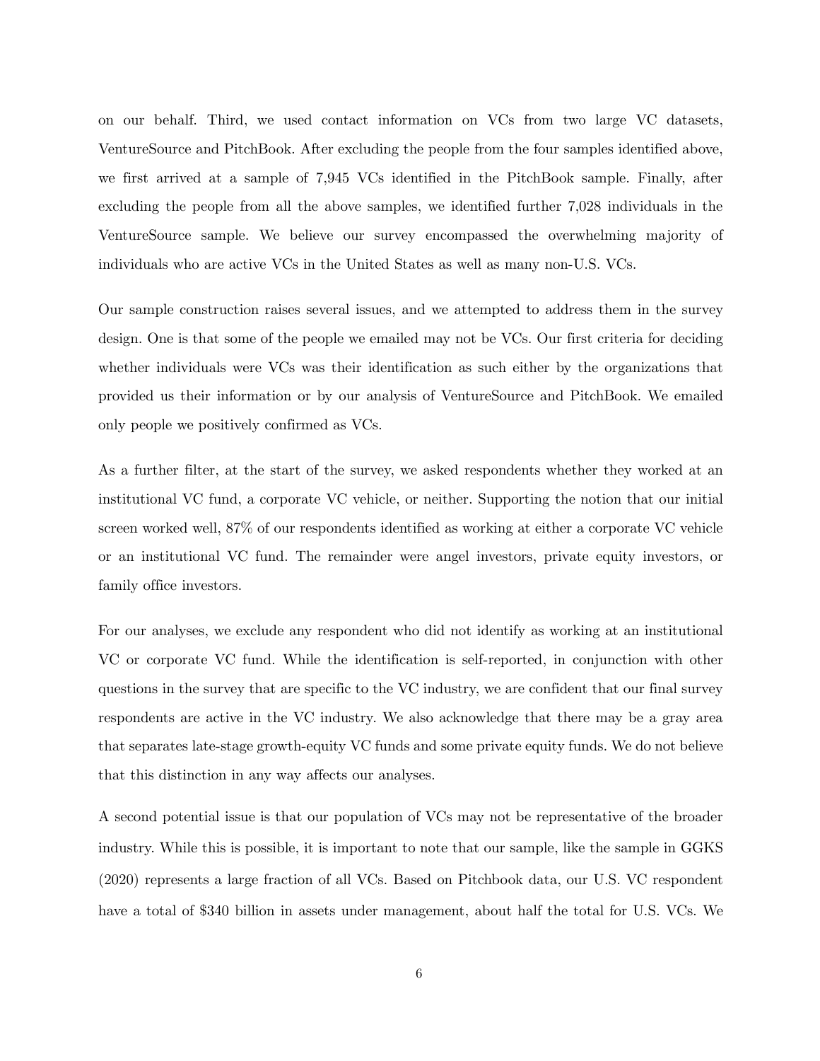on our behalf. Third, we used contact information on VCs from two large VC datasets, VentureSource and PitchBook. After excluding the people from the four samples identified above, we first arrived at a sample of 7,945 VCs identified in the PitchBook sample. Finally, after excluding the people from all the above samples, we identified further 7,028 individuals in the VentureSource sample. We believe our survey encompassed the overwhelming majority of individuals who are active VCs in the United States as well as many non-U.S. VCs.

Our sample construction raises several issues, and we attempted to address them in the survey design. One is that some of the people we emailed may not be VCs. Our first criteria for deciding whether individuals were VCs was their identification as such either by the organizations that provided us their information or by our analysis of VentureSource and PitchBook. We emailed only people we positively confirmed as VCs.

As a further filter, at the start of the survey, we asked respondents whether they worked at an institutional VC fund, a corporate VC vehicle, or neither. Supporting the notion that our initial screen worked well, 87% of our respondents identified as working at either a corporate VC vehicle or an institutional VC fund. The remainder were angel investors, private equity investors, or family office investors.

For our analyses, we exclude any respondent who did not identify as working at an institutional VC or corporate VC fund. While the identification is self-reported, in conjunction with other questions in the survey that are specific to the VC industry, we are confident that our final survey respondents are active in the VC industry. We also acknowledge that there may be a gray area that separates late-stage growth-equity VC funds and some private equity funds. We do not believe that this distinction in any way affects our analyses.

A second potential issue is that our population of VCs may not be representative of the broader industry. While this is possible, it is important to note that our sample, like the sample in GGKS (2020) represents a large fraction of all VCs. Based on Pitchbook data, our U.S. VC respondent have a total of $340 billion in assets under management, about half the total for U.S. VCs. We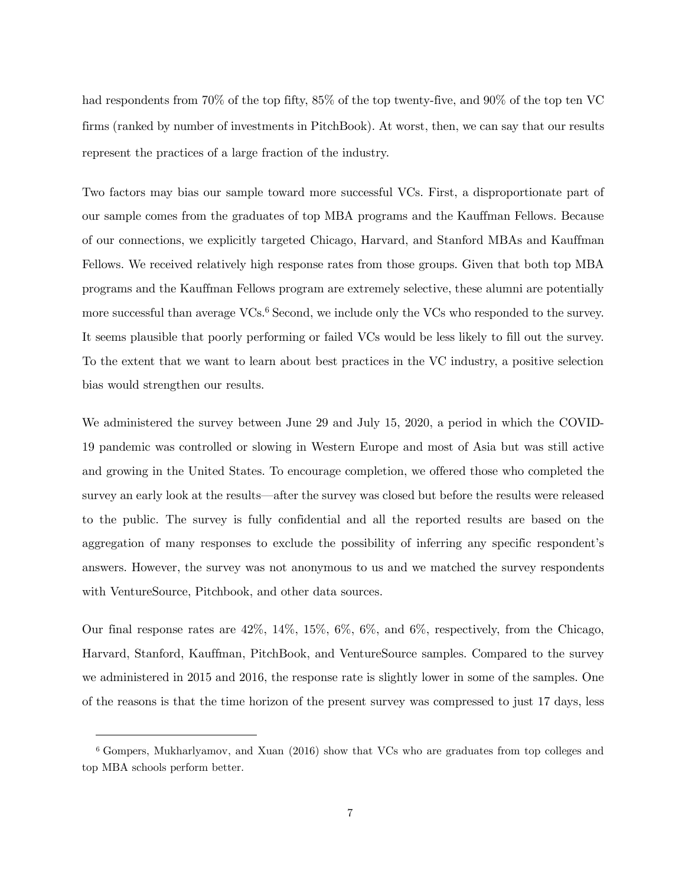had respondents from 70% of the top fifty, 85% of the top twenty-five, and 90% of the top ten VC firms (ranked by number of investments in PitchBook). At worst, then, we can say that our results represent the practices of a large fraction of the industry.

Two factors may bias our sample toward more successful VCs. First, a disproportionate part of our sample comes from the graduates of top MBA programs and the Kauffman Fellows. Because of our connections, we explicitly targeted Chicago, Harvard, and Stanford MBAs and Kauffman Fellows. We received relatively high response rates from those groups. Given that both top MBA programs and the Kauffman Fellows program are extremely selective, these alumni are potentially more successful than average VCs.[6] Second, we include only the VCs who responded to the survey. It seems plausible that poorly performing or failed VCs would be less likely to fill out the survey. To the extent that we want to learn about best practices in the VC industry, a positive selection bias would strengthen our results.

We administered the survey between June 29 and July 15, 2020, a period in which the COVID-19 pandemic was controlled or slowing in Western Europe and most of Asia but was still active and growing in the United States. To encourage completion, we offered those who completed the survey an early look at the results—after the survey was closed but before the results were released to the public. The survey is fully confidential and all the reported results are based on the aggregation of many responses to exclude the possibility of inferring any specific respondent's answers. However, the survey was not anonymous to us and we matched the survey respondents with VentureSource, Pitchbook, and other data sources.

Our final response rates are 42%, 14%, 15%, 6%, 6%, and 6%, respectively, from the Chicago, Harvard, Stanford, Kauffman, PitchBook, and VentureSource samples. Compared to the survey we administered in 2015 and 2016, the response rate is slightly lower in some of the samples. One of the reasons is that the time horizon of the present survey was compressed to just 17 days, less

[6] Gompers, Mukharlyamov, and Xuan (2016) show that VCs who are graduates from top colleges and top MBA schools perform better.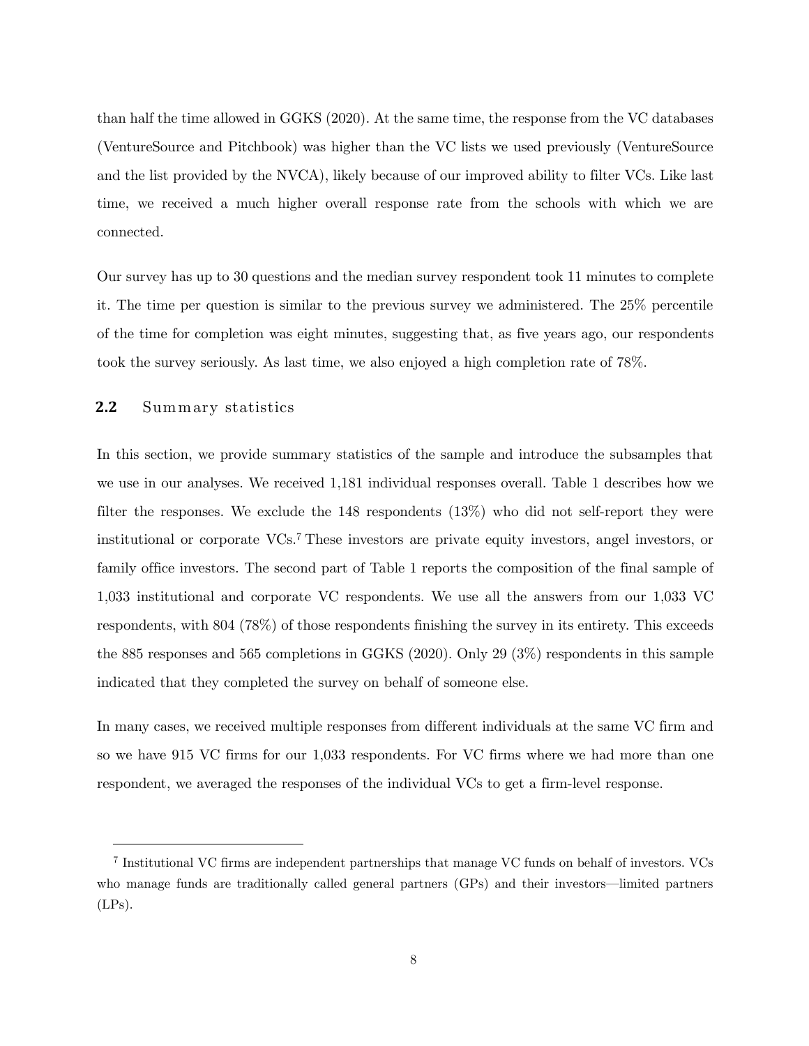than half the time allowed in GGKS (2020). At the same time, the response from the VC databases (VentureSource and Pitchbook) was higher than the VC lists we used previously (VentureSource and the list provided by the NVCA), likely because of our improved ability to filter VCs. Like last time, we received a much higher overall response rate from the schools with which we are connected.

Our survey has up to 30 questions and the median survey respondent took 11 minutes to complete it. The time per question is similar to the previous survey we administered. The 25% percentile of the time for completion was eight minutes, suggesting that, as five years ago, our respondents took the survey seriously. As last time, we also enjoyed a high completion rate of 78%.

## 2.2 Summary statistics

In this section, we provide summary statistics of the sample and introduce the subsamples that we use in our analyses. We received 1,181 individual responses overall. Table 1 describes how we filter the responses. We exclude the 148 respondents (13%) who did not self-report they were institutional or corporate VCs.[7] These investors are private equity investors, angel investors, or family office investors. The second part of Table 1 reports the composition of the final sample of 1,033 institutional and corporate VC respondents. We use all the answers from our 1,033 VC respondents, with 804 (78%) of those respondents finishing the survey in its entirety. This exceeds the 885 responses and 565 completions in GGKS (2020). Only 29 (3%) respondents in this sample indicated that they completed the survey on behalf of someone else.

In many cases, we received multiple responses from different individuals at the same VC firm and so we have 915 VC firms for our 1,033 respondents. For VC firms where we had more than one respondent, we averaged the responses of the individual VCs to get a firm-level response.

[7] Institutional VC firms are independent partnerships that manage VC funds on behalf of investors. VCs who manage funds are traditionally called general partners (GPs) and their investors—limited partners (LPs).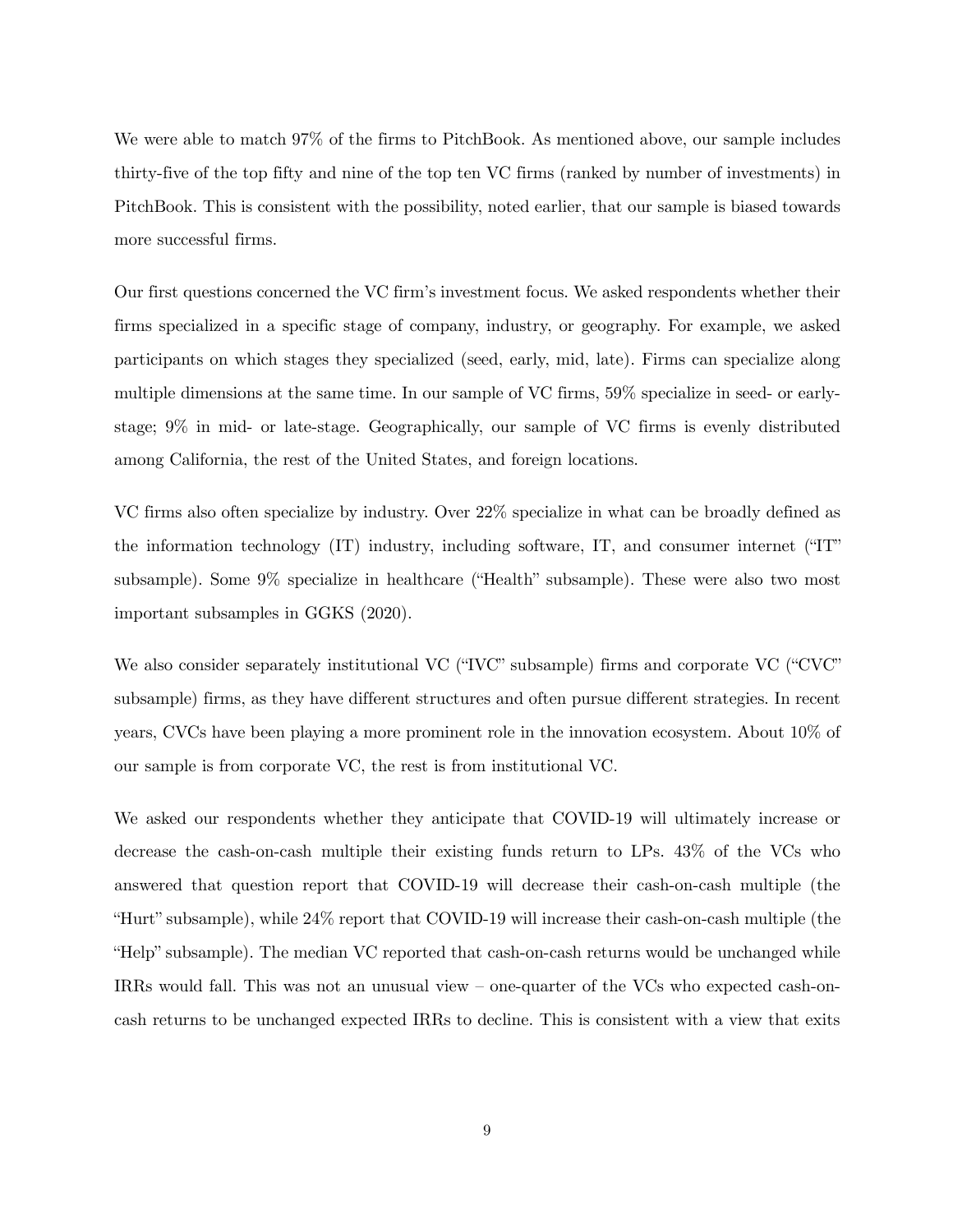We were able to match 97% of the firms to PitchBook. As mentioned above, our sample includes thirty-five of the top fifty and nine of the top ten VC firms (ranked by number of investments) in PitchBook. This is consistent with the possibility, noted earlier, that our sample is biased towards more successful firms.

Our first questions concerned the VC firm's investment focus. We asked respondents whether their firms specialized in a specific stage of company, industry, or geography. For example, we asked participants on which stages they specialized (seed, early, mid, late). Firms can specialize along multiple dimensions at the same time. In our sample of VC firms, 59% specialize in seed- or early-stage; 9% in mid- or late-stage. Geographically, our sample of VC firms is evenly distributed among California, the rest of the United States, and foreign locations.

VC firms also often specialize by industry. Over 22% specialize in what can be broadly defined as the information technology (IT) industry, including software, IT, and consumer internet ("IT" subsample). Some 9% specialize in healthcare ("Health" subsample). These were also two most important subsamples in GGKS (2020).

We also consider separately institutional VC ("IVC" subsample) firms and corporate VC ("CVC" subsample) firms, as they have different structures and often pursue different strategies. In recent years, CVCs have been playing a more prominent role in the innovation ecosystem. About 10% of our sample is from corporate VC, the rest is from institutional VC.

We asked our respondents whether they anticipate that COVID-19 will ultimately increase or decrease the cash-on-cash multiple their existing funds return to LPs. 43% of the VCs who answered that question report that COVID-19 will decrease their cash-on-cash multiple (the "Hurt" subsample), while 24% report that COVID-19 will increase their cash-on-cash multiple (the "Help" subsample). The median VC reported that cash-on-cash returns would be unchanged while IRRs would fall. This was not an unusual view – one-quarter of the VCs who expected cash-on-cash returns to be unchanged expected IRRs to decline. This is consistent with a view that exits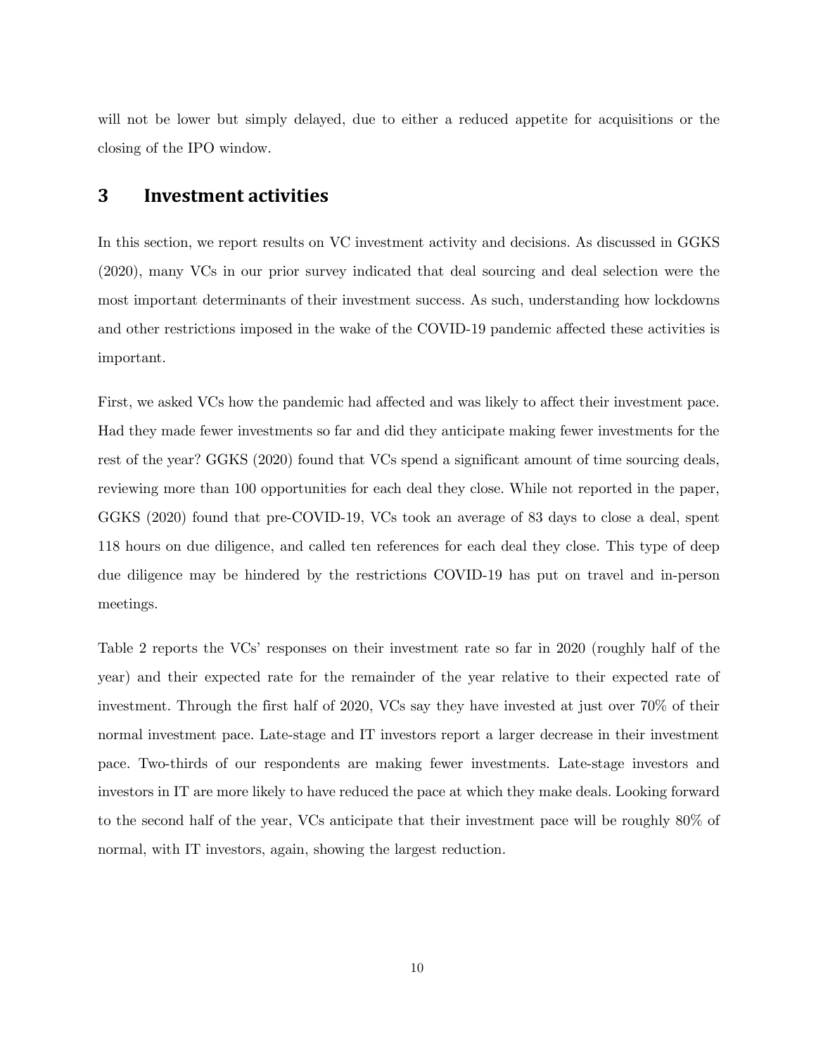will not be lower but simply delayed, due to either a reduced appetite for acquisitions or the closing of the IPO window.

# 3 Investment activities

In this section, we report results on VC investment activity and decisions. As discussed in GGKS (2020), many VCs in our prior survey indicated that deal sourcing and deal selection were the most important determinants of their investment success. As such, understanding how lockdowns and other restrictions imposed in the wake of the COVID-19 pandemic affected these activities is important.

First, we asked VCs how the pandemic had affected and was likely to affect their investment pace. Had they made fewer investments so far and did they anticipate making fewer investments for the rest of the year? GGKS (2020) found that VCs spend a significant amount of time sourcing deals, reviewing more than 100 opportunities for each deal they close. While not reported in the paper, GGKS (2020) found that pre-COVID-19, VCs took an average of 83 days to close a deal, spent 118 hours on due diligence, and called ten references for each deal they close. This type of deep due diligence may be hindered by the restrictions COVID-19 has put on travel and in-person meetings.

Table 2 reports the VCs' responses on their investment rate so far in 2020 (roughly half of the year) and their expected rate for the remainder of the year relative to their expected rate of investment. Through the first half of 2020, VCs say they have invested at just over 70% of their normal investment pace. Late-stage and IT investors report a larger decrease in their investment pace. Two-thirds of our respondents are making fewer investments. Late-stage investors and investors in IT are more likely to have reduced the pace at which they make deals. Looking forward to the second half of the year, VCs anticipate that their investment pace will be roughly 80% of normal, with IT investors, again, showing the largest reduction.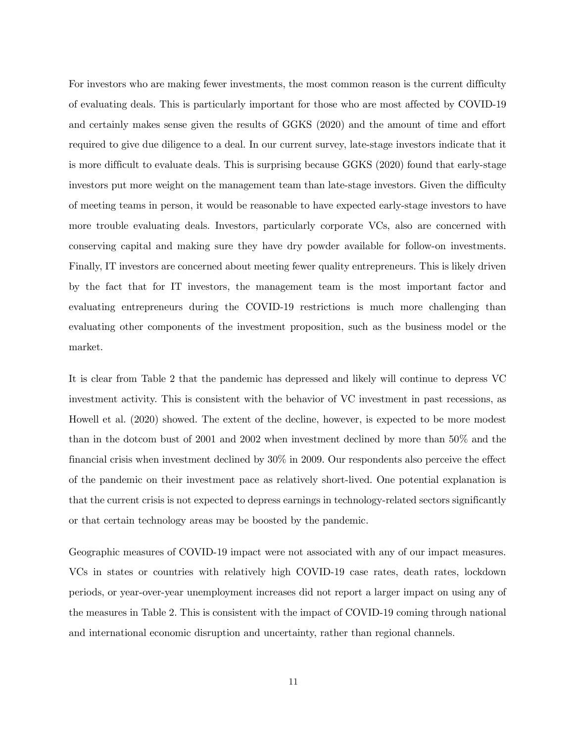For investors who are making fewer investments, the most common reason is the current difficulty of evaluating deals. This is particularly important for those who are most affected by COVID-19 and certainly makes sense given the results of GGKS (2020) and the amount of time and effort required to give due diligence to a deal. In our current survey, late-stage investors indicate that it is more difficult to evaluate deals. This is surprising because GGKS (2020) found that early-stage investors put more weight on the management team than late-stage investors. Given the difficulty of meeting teams in person, it would be reasonable to have expected early-stage investors to have more trouble evaluating deals. Investors, particularly corporate VCs, also are concerned with conserving capital and making sure they have dry powder available for follow-on investments. Finally, IT investors are concerned about meeting fewer quality entrepreneurs. This is likely driven by the fact that for IT investors, the management team is the most important factor and evaluating entrepreneurs during the COVID-19 restrictions is much more challenging than evaluating other components of the investment proposition, such as the business model or the market.

It is clear from Table 2 that the pandemic has depressed and likely will continue to depress VC investment activity. This is consistent with the behavior of VC investment in past recessions, as Howell et al. (2020) showed. The extent of the decline, however, is expected to be more modest than in the dotcom bust of 2001 and 2002 when investment declined by more than 50% and the financial crisis when investment declined by 30% in 2009. Our respondents also perceive the effect of the pandemic on their investment pace as relatively short-lived. One potential explanation is that the current crisis is not expected to depress earnings in technology-related sectors significantly or that certain technology areas may be boosted by the pandemic.

Geographic measures of COVID-19 impact were not associated with any of our impact measures. VCs in states or countries with relatively high COVID-19 case rates, death rates, lockdown periods, or year-over-year unemployment increases did not report a larger impact on using any of the measures in Table 2. This is consistent with the impact of COVID-19 coming through national and international economic disruption and uncertainty, rather than regional channels.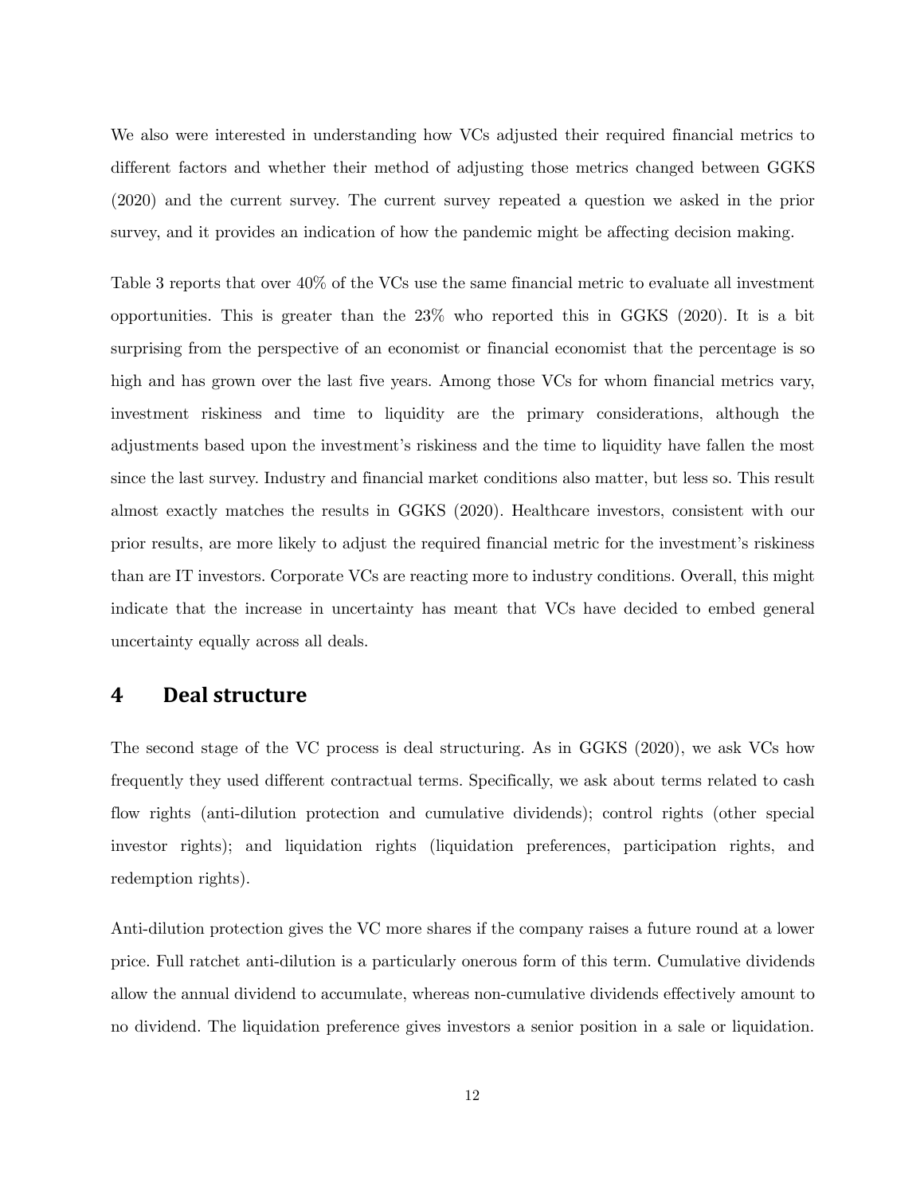We also were interested in understanding how VCs adjusted their required financial metrics to different factors and whether their method of adjusting those metrics changed between GGKS (2020) and the current survey. The current survey repeated a question we asked in the prior survey, and it provides an indication of how the pandemic might be affecting decision making.

Table 3 reports that over 40% of the VCs use the same financial metric to evaluate all investment opportunities. This is greater than the 23% who reported this in GGKS (2020). It is a bit surprising from the perspective of an economist or financial economist that the percentage is so high and has grown over the last five years. Among those VCs for whom financial metrics vary, investment riskiness and time to liquidity are the primary considerations, although the adjustments based upon the investment's riskiness and the time to liquidity have fallen the most since the last survey. Industry and financial market conditions also matter, but less so. This result almost exactly matches the results in GGKS (2020). Healthcare investors, consistent with our prior results, are more likely to adjust the required financial metric for the investment's riskiness than are IT investors. Corporate VCs are reacting more to industry conditions. Overall, this might indicate that the increase in uncertainty has meant that VCs have decided to embed general uncertainty equally across all deals.

## 4 Deal structure

The second stage of the VC process is deal structuring. As in GGKS (2020), we ask VCs how frequently they used different contractual terms. Specifically, we ask about terms related to cash flow rights (anti-dilution protection and cumulative dividends); control rights (other special investor rights); and liquidation rights (liquidation preferences, participation rights, and redemption rights).

Anti-dilution protection gives the VC more shares if the company raises a future round at a lower price. Full ratchet anti-dilution is a particularly onerous form of this term. Cumulative dividends allow the annual dividend to accumulate, whereas non-cumulative dividends effectively amount to no dividend. The liquidation preference gives investors a senior position in a sale or liquidation.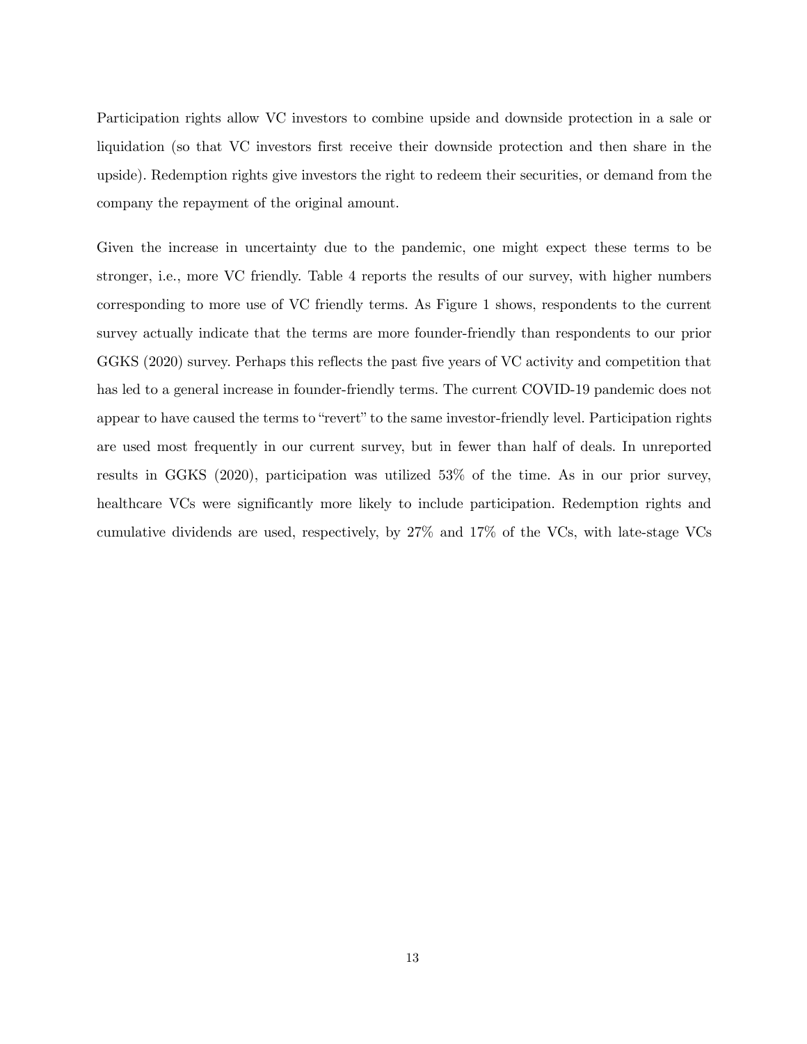Participation rights allow VC investors to combine upside and downside protection in a sale or liquidation (so that VC investors first receive their downside protection and then share in the upside). Redemption rights give investors the right to redeem their securities, or demand from the company the repayment of the original amount.

Given the increase in uncertainty due to the pandemic, one might expect these terms to be stronger, i.e., more VC friendly. Table 4 reports the results of our survey, with higher numbers corresponding to more use of VC friendly terms. As Figure 1 shows, respondents to the current survey actually indicate that the terms are more founder-friendly than respondents to our prior GGKS (2020) survey. Perhaps this reflects the past five years of VC activity and competition that has led to a general increase in founder-friendly terms. The current COVID-19 pandemic does not appear to have caused the terms to "revert" to the same investor-friendly level. Participation rights are used most frequently in our current survey, but in fewer than half of deals. In unreported results in GGKS (2020), participation was utilized 53% of the time. As in our prior survey, healthcare VCs were significantly more likely to include participation. Redemption rights and cumulative dividends are used, respectively, by 27% and 17% of the VCs, with late-stage VCs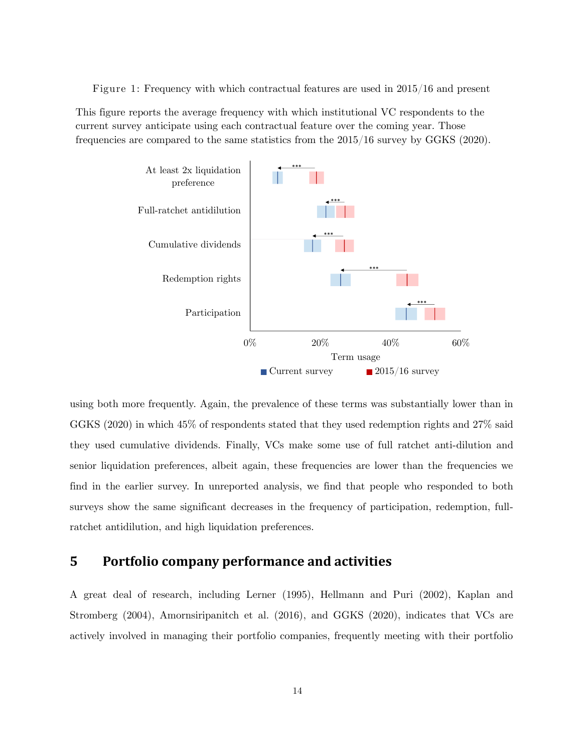Figure 1: Frequency with which contractual features are used in 2015/16 and present

This figure reports the average frequency with which institutional VC respondents to the current survey anticipate using each contractual feature over the coming year. Those frequencies are compared to the same statistics from the 2015/16 survey by GGKS (2020).

using both more frequently. Again, the prevalence of these terms was substantially lower than in GGKS (2020) in which 45% of respondents stated that they used redemption rights and 27% said they used cumulative dividends. Finally, VCs make some use of full ratchet anti-dilution and senior liquidation preferences, albeit again, these frequencies are lower than the frequencies we find in the earlier survey. In unreported analysis, we find that people who responded to both surveys show the same significant decreases in the frequency of participation, redemption, full-ratchet antidilution, and high liquidation preferences.

# 5 Portfolio company performance and activities

A great deal of research, including Lerner (1995), Hellmann and Puri (2002), Kaplan and Stromberg (2004), Amornsiripanitch et al. (2016), and GGKS (2020), indicates that VCs are actively involved in managing their portfolio companies, frequently meeting with their portfolio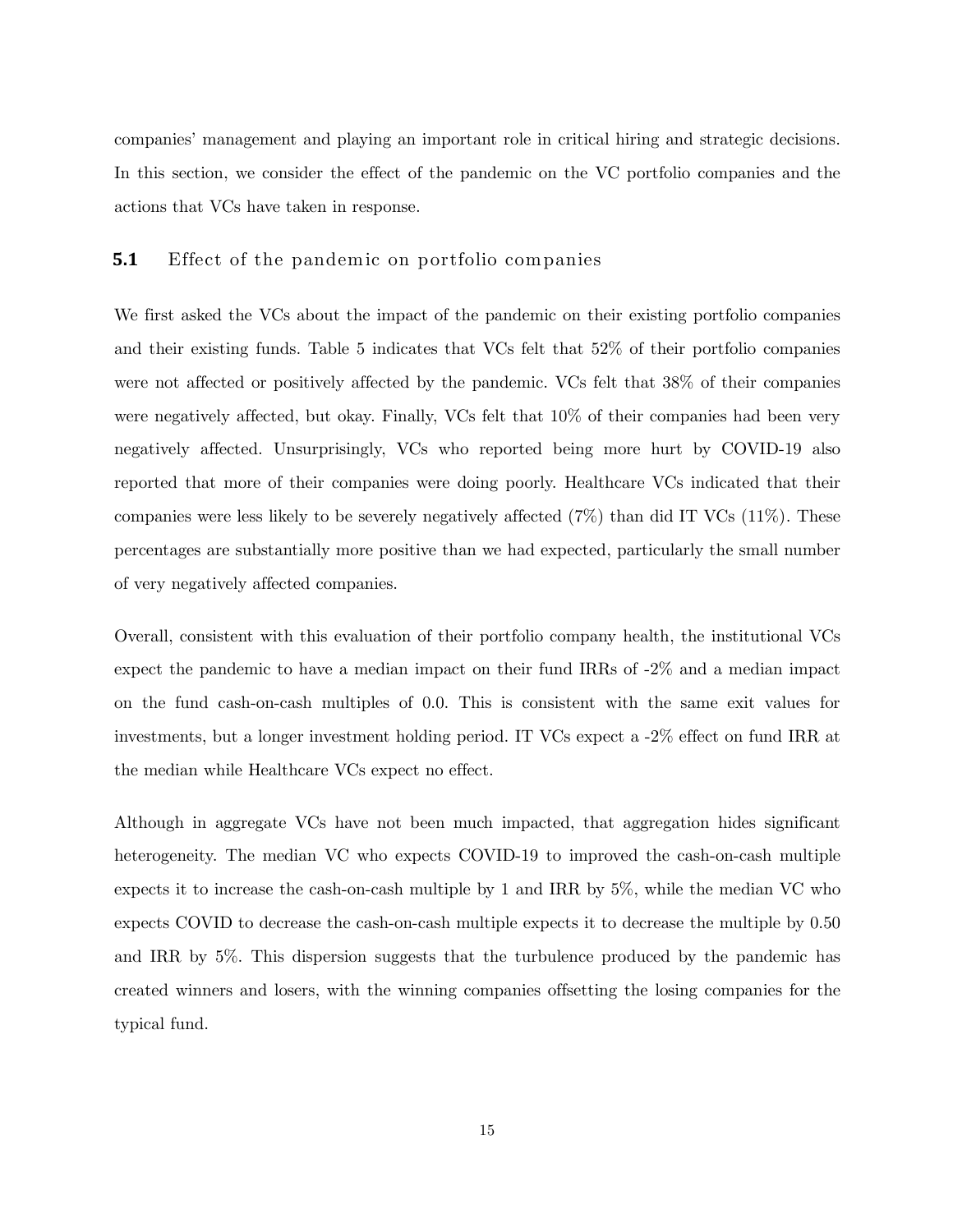companies' management and playing an important role in critical hiring and strategic decisions. In this section, we consider the effect of the pandemic on the VC portfolio companies and the actions that VCs have taken in response.

### 5.1 Effect of the pandemic on portfolio companies

We first asked the VCs about the impact of the pandemic on their existing portfolio companies and their existing funds. Table 5 indicates that VCs felt that 52% of their portfolio companies were not affected or positively affected by the pandemic. VCs felt that 38% of their companies were negatively affected, but okay. Finally, VCs felt that 10% of their companies had been very negatively affected. Unsurprisingly, VCs who reported being more hurt by COVID-19 also reported that more of their companies were doing poorly. Healthcare VCs indicated that their companies were less likely to be severely negatively affected (7%) than did IT VCs (11%). These percentages are substantially more positive than we had expected, particularly the small number of very negatively affected companies.

Overall, consistent with this evaluation of their portfolio company health, the institutional VCs expect the pandemic to have a median impact on their fund IRRs of -2% and a median impact on the fund cash-on-cash multiples of 0.0. This is consistent with the same exit values for investments, but a longer investment holding period. IT VCs expect a -2% effect on fund IRR at the median while Healthcare VCs expect no effect.

Although in aggregate VCs have not been much impacted, that aggregation hides significant heterogeneity. The median VC who expects COVID-19 to improved the cash-on-cash multiple expects it to increase the cash-on-cash multiple by 1 and IRR by 5%, while the median VC who expects COVID to decrease the cash-on-cash multiple expects it to decrease the multiple by 0.50 and IRR by 5%. This dispersion suggests that the turbulence produced by the pandemic has created winners and losers, with the winning companies offsetting the losing companies for the typical fund.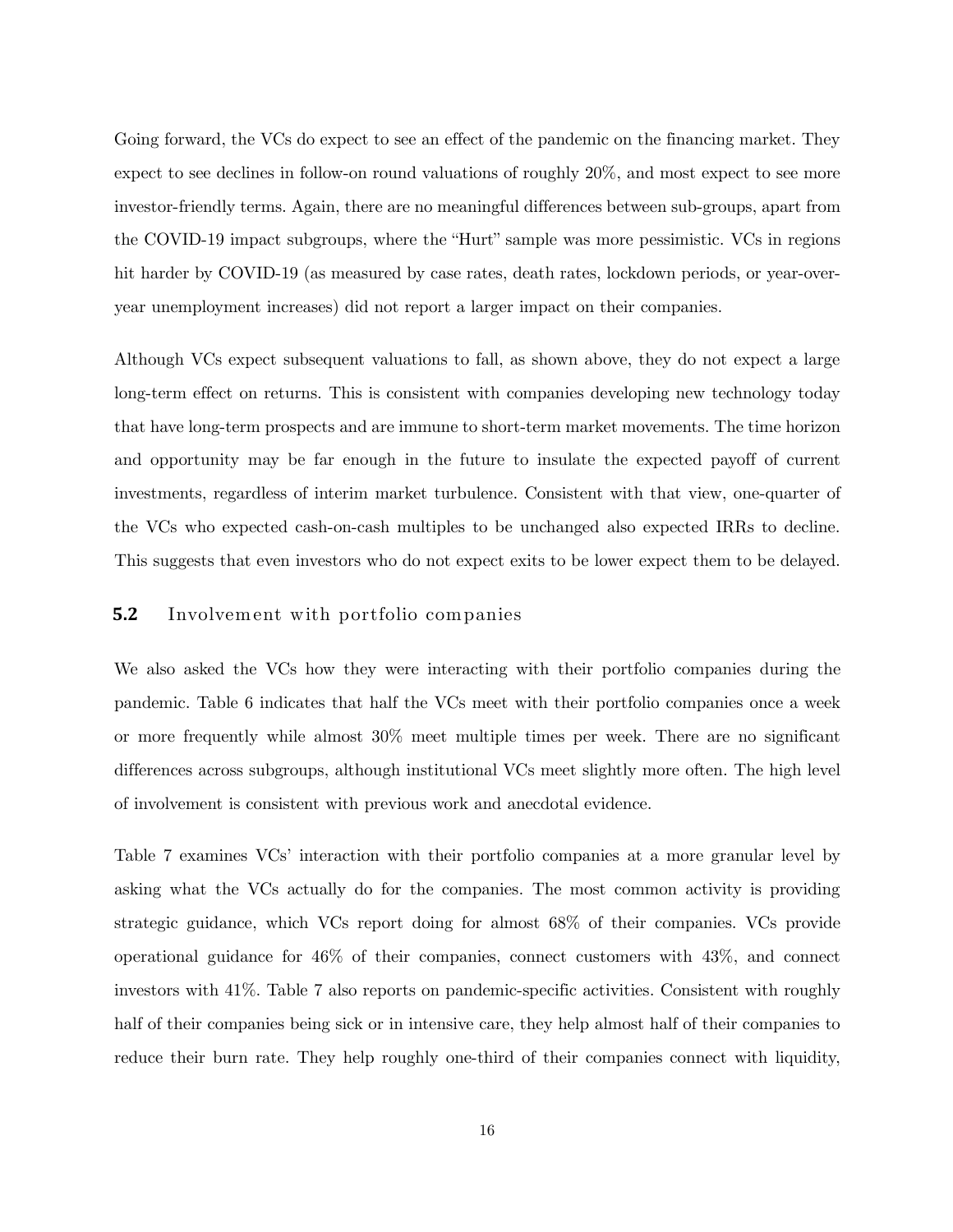Going forward, the VCs do expect to see an effect of the pandemic on the financing market. They expect to see declines in follow-on round valuations of roughly 20%, and most expect to see more investor-friendly terms. Again, there are no meaningful differences between sub-groups, apart from the COVID-19 impact subgroups, where the "Hurt" sample was more pessimistic. VCs in regions hit harder by COVID-19 (as measured by case rates, death rates, lockdown periods, or year-over-year unemployment increases) did not report a larger impact on their companies.

Although VCs expect subsequent valuations to fall, as shown above, they do not expect a large long-term effect on returns. This is consistent with companies developing new technology today that have long-term prospects and are immune to short-term market movements. The time horizon and opportunity may be far enough in the future to insulate the expected payoff of current investments, regardless of interim market turbulence. Consistent with that view, one-quarter of the VCs who expected cash-on-cash multiples to be unchanged also expected IRRs to decline. This suggests that even investors who do not expect exits to be lower expect them to be delayed.

### 5.2 Involvement with portfolio companies

We also asked the VCs how they were interacting with their portfolio companies during the pandemic. Table 6 indicates that half the VCs meet with their portfolio companies once a week or more frequently while almost 30% meet multiple times per week. There are no significant differences across subgroups, although institutional VCs meet slightly more often. The high level of involvement is consistent with previous work and anecdotal evidence.

Table 7 examines VCs' interaction with their portfolio companies at a more granular level by asking what the VCs actually do for the companies. The most common activity is providing strategic guidance, which VCs report doing for almost 68% of their companies. VCs provide operational guidance for 46% of their companies, connect customers with 43%, and connect investors with 41%. Table 7 also reports on pandemic-specific activities. Consistent with roughly half of their companies being sick or in intensive care, they help almost half of their companies to reduce their burn rate. They help roughly one-third of their companies connect with liquidity,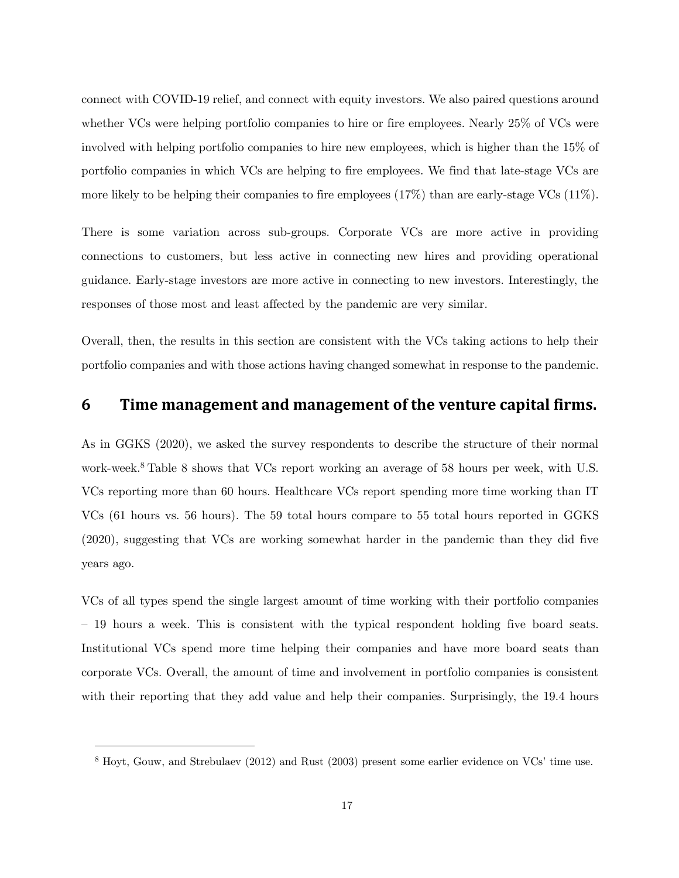connect with COVID-19 relief, and connect with equity investors. We also paired questions around whether VCs were helping portfolio companies to hire or fire employees. Nearly 25% of VCs were involved with helping portfolio companies to hire new employees, which is higher than the 15% of portfolio companies in which VCs are helping to fire employees. We find that late-stage VCs are more likely to be helping their companies to fire employees (17%) than are early-stage VCs (11%).

There is some variation across sub-groups. Corporate VCs are more active in providing connections to customers, but less active in connecting new hires and providing operational guidance. Early-stage investors are more active in connecting to new investors. Interestingly, the responses of those most and least affected by the pandemic are very similar.

Overall, then, the results in this section are consistent with the VCs taking actions to help their portfolio companies and with those actions having changed somewhat in response to the pandemic.

## 6 Time management and management of the venture capital firms.

As in GGKS (2020), we asked the survey respondents to describe the structure of their normal work-week.[8] Table 8 shows that VCs report working an average of 58 hours per week, with U.S. VCs reporting more than 60 hours. Healthcare VCs report spending more time working than IT VCs (61 hours vs. 56 hours). The 59 total hours compare to 55 total hours reported in GGKS (2020), suggesting that VCs are working somewhat harder in the pandemic than they did five years ago.

VCs of all types spend the single largest amount of time working with their portfolio companies – 19 hours a week. This is consistent with the typical respondent holding five board seats. Institutional VCs spend more time helping their companies and have more board seats than corporate VCs. Overall, the amount of time and involvement in portfolio companies is consistent with their reporting that they add value and help their companies. Surprisingly, the 19.4 hours

[8] Hoyt, Gouw, and Strebulaev (2012) and Rust (2003) present some earlier evidence on VCs' time use.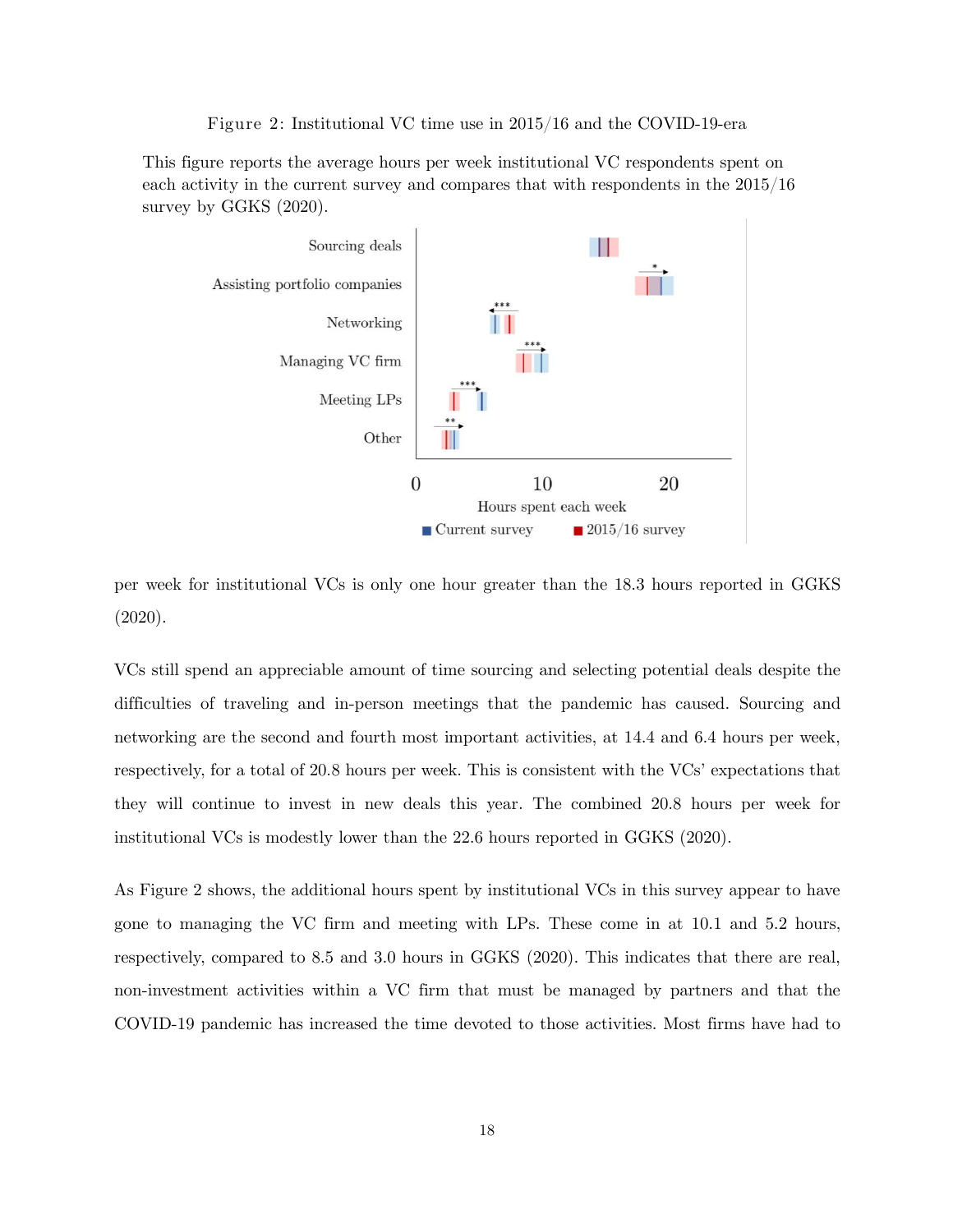Figure 2: Institutional VC time use in 2015/16 and the COVID-19-era

This figure reports the average hours per week institutional VC respondents spent on each activity in the current survey and compares that with respondents in the 2015/16 survey by GGKS (2020).

per week for institutional VCs is only one hour greater than the 18.3 hours reported in GGKS (2020).

VCs still spend an appreciable amount of time sourcing and selecting potential deals despite the difficulties of traveling and in-person meetings that the pandemic has caused. Sourcing and networking are the second and fourth most important activities, at 14.4 and 6.4 hours per week, respectively, for a total of 20.8 hours per week. This is consistent with the VCs' expectations that they will continue to invest in new deals this year. The combined 20.8 hours per week for institutional VCs is modestly lower than the 22.6 hours reported in GGKS (2020).

As Figure 2 shows, the additional hours spent by institutional VCs in this survey appear to have gone to managing the VC firm and meeting with LPs. These come in at 10.1 and 5.2 hours, respectively, compared to 8.5 and 3.0 hours in GGKS (2020). This indicates that there are real, non-investment activities within a VC firm that must be managed by partners and that the COVID-19 pandemic has increased the time devoted to those activities. Most firms have had to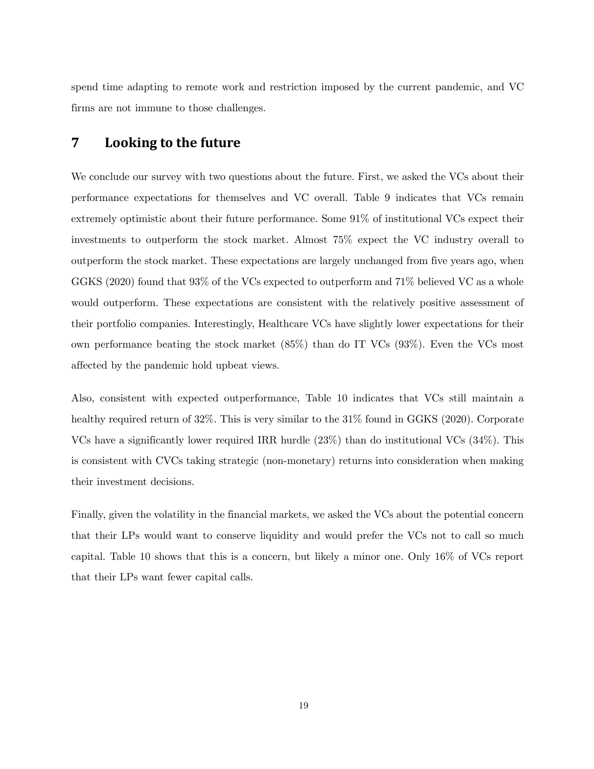spend time adapting to remote work and restriction imposed by the current pandemic, and VC firms are not immune to those challenges.

## 7 Looking to the future

We conclude our survey with two questions about the future. First, we asked the VCs about their performance expectations for themselves and VC overall. Table 9 indicates that VCs remain extremely optimistic about their future performance. Some 91% of institutional VCs expect their investments to outperform the stock market. Almost 75% expect the VC industry overall to outperform the stock market. These expectations are largely unchanged from five years ago, when GGKS (2020) found that 93% of the VCs expected to outperform and 71% believed VC as a whole would outperform. These expectations are consistent with the relatively positive assessment of their portfolio companies. Interestingly, Healthcare VCs have slightly lower expectations for their own performance beating the stock market (85%) than do IT VCs (93%). Even the VCs most affected by the pandemic hold upbeat views.

Also, consistent with expected outperformance, Table 10 indicates that VCs still maintain a healthy required return of 32%. This is very similar to the 31% found in GGKS (2020). Corporate VCs have a significantly lower required IRR hurdle (23%) than do institutional VCs (34%). This is consistent with CVCs taking strategic (non-monetary) returns into consideration when making their investment decisions.

Finally, given the volatility in the financial markets, we asked the VCs about the potential concern that their LPs would want to conserve liquidity and would prefer the VCs not to call so much capital. Table 10 shows that this is a concern, but likely a minor one. Only 16% of VCs report that their LPs want fewer capital calls.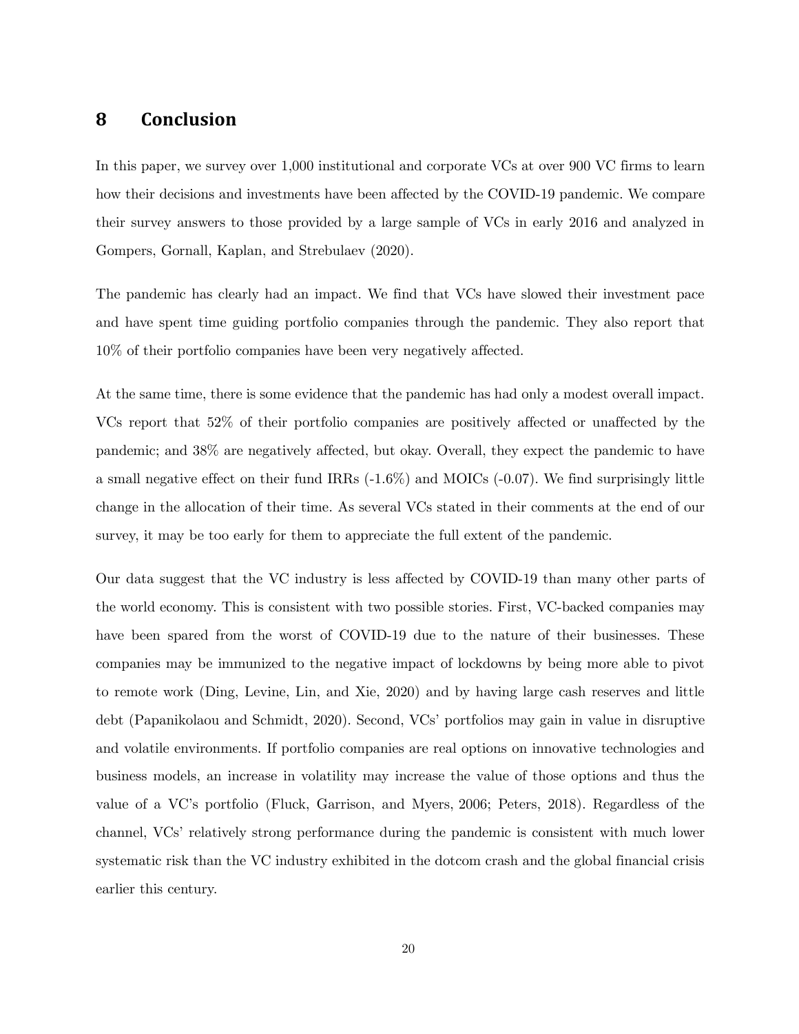## 8 Conclusion

In this paper, we survey over 1,000 institutional and corporate VCs at over 900 VC firms to learn how their decisions and investments have been affected by the COVID-19 pandemic. We compare their survey answers to those provided by a large sample of VCs in early 2016 and analyzed in Gompers, Gornall, Kaplan, and Strebulaev (2020).

The pandemic has clearly had an impact. We find that VCs have slowed their investment pace and have spent time guiding portfolio companies through the pandemic. They also report that 10% of their portfolio companies have been very negatively affected.

At the same time, there is some evidence that the pandemic has had only a modest overall impact. VCs report that 52% of their portfolio companies are positively affected or unaffected by the pandemic; and 38% are negatively affected, but okay. Overall, they expect the pandemic to have a small negative effect on their fund IRRs (-1.6%) and MOICs (-0.07). We find surprisingly little change in the allocation of their time. As several VCs stated in their comments at the end of our survey, it may be too early for them to appreciate the full extent of the pandemic.

Our data suggest that the VC industry is less affected by COVID-19 than many other parts of the world economy. This is consistent with two possible stories. First, VC-backed companies may have been spared from the worst of COVID-19 due to the nature of their businesses. These companies may be immunized to the negative impact of lockdowns by being more able to pivot to remote work (Ding, Levine, Lin, and Xie, 2020) and by having large cash reserves and little debt (Papanikolaou and Schmidt, 2020). Second, VCs' portfolios may gain in value in disruptive and volatile environments. If portfolio companies are real options on innovative technologies and business models, an increase in volatility may increase the value of those options and thus the value of a VC's portfolio (Fluck, Garrison, and Myers, 2006; Peters, 2018). Regardless of the channel, VCs' relatively strong performance during the pandemic is consistent with much lower systematic risk than the VC industry exhibited in the dotcom crash and the global financial crisis earlier this century.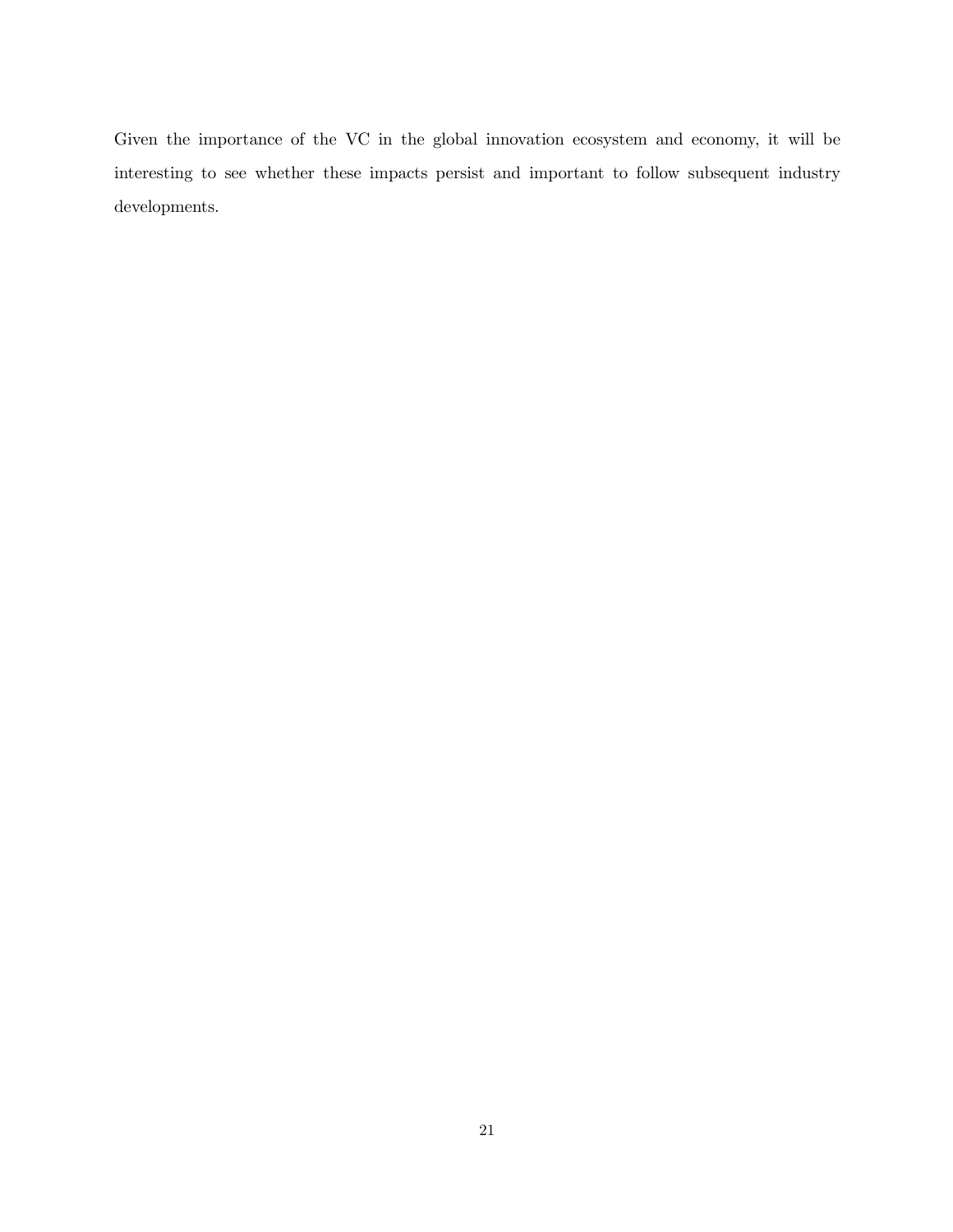Given the importance of the VC in the global innovation ecosystem and economy, it will be interesting to see whether these impacts persist and important to follow subsequent industry developments.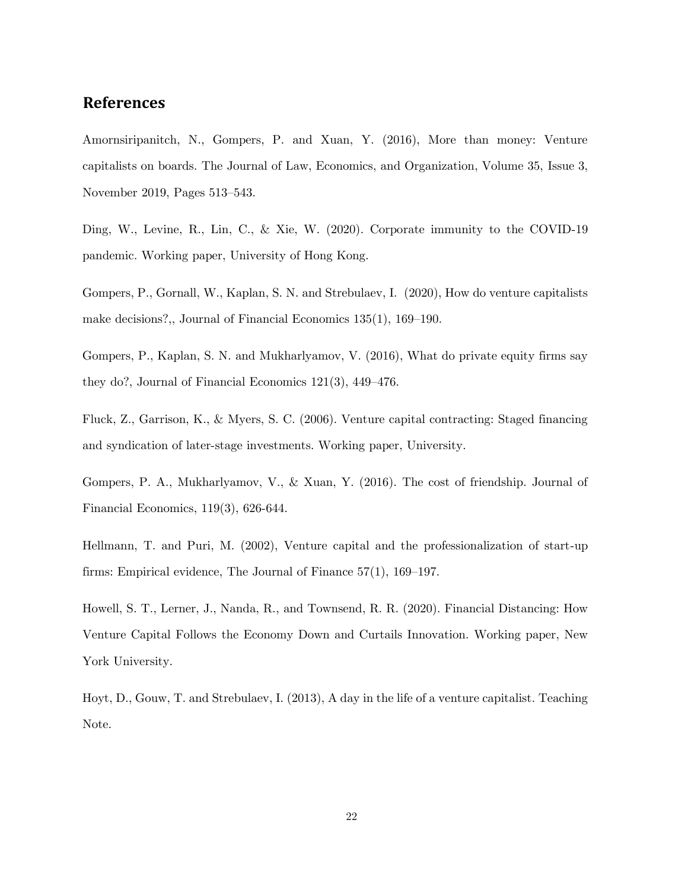## References

Amornsiripanitch, N., Gompers, P. and Xuan, Y. (2016), More than money: Venture capitalists on boards. The Journal of Law, Economics, and Organization, Volume 35, Issue 3, November 2019, Pages 513–543.

Ding, W., Levine, R., Lin, C., & Xie, W. (2020). Corporate immunity to the COVID-19 pandemic. Working paper, University of Hong Kong.

Gompers, P., Gornall, W., Kaplan, S. N. and Strebulaev, I. (2020), How do venture capitalists make decisions?,, Journal of Financial Economics 135(1), 169–190.

Gompers, P., Kaplan, S. N. and Mukharlyamov, V. (2016), What do private equity firms say they do?, Journal of Financial Economics 121(3), 449–476.

Fluck, Z., Garrison, K., & Myers, S. C. (2006). Venture capital contracting: Staged financing and syndication of later-stage investments. Working paper, University.

Gompers, P. A., Mukharlyamov, V., & Xuan, Y. (2016). The cost of friendship. Journal of Financial Economics, 119(3), 626-644.

Hellmann, T. and Puri, M. (2002), Venture capital and the professionalization of start-up firms: Empirical evidence, The Journal of Finance 57(1), 169–197.

Howell, S. T., Lerner, J., Nanda, R., and Townsend, R. R. (2020). Financial Distancing: How Venture Capital Follows the Economy Down and Curtails Innovation. Working paper, New York University.

Hoyt, D., Gouw, T. and Strebulaev, I. (2013), A day in the life of a venture capitalist. Teaching Note.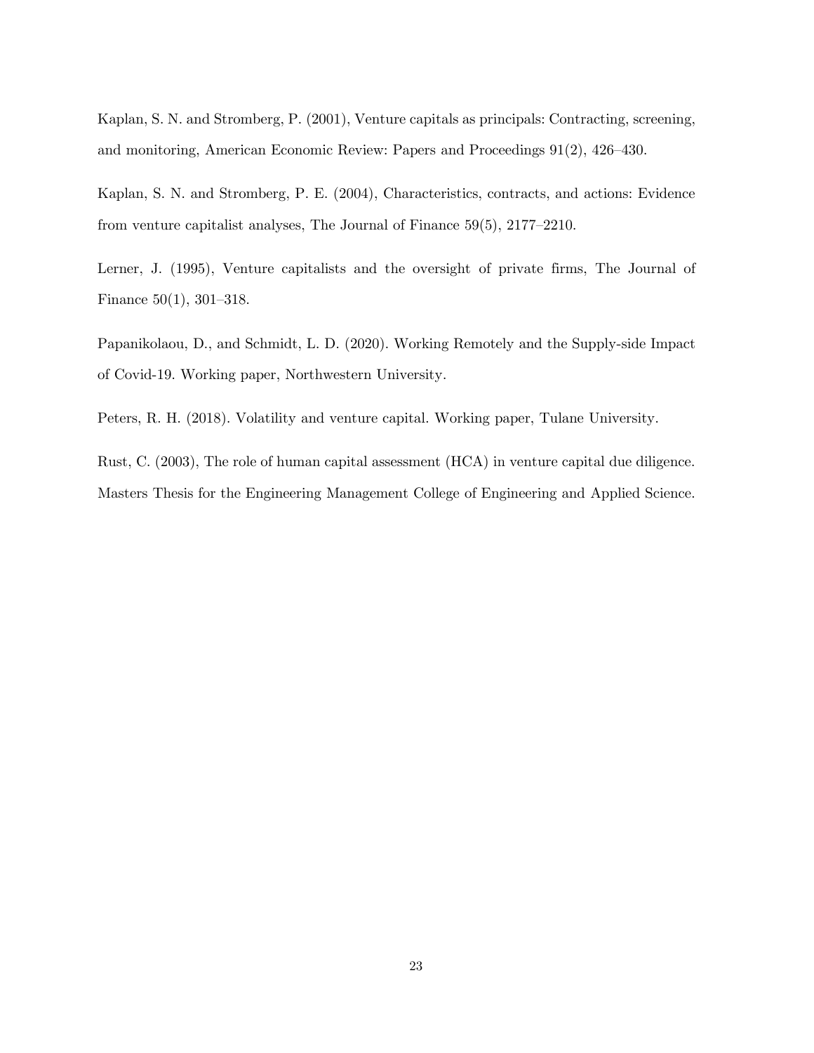Kaplan, S. N. and Stromberg, P. (2001), Venture capitals as principals: Contracting, screening, and monitoring, American Economic Review: Papers and Proceedings 91(2), 426–430.

Kaplan, S. N. and Stromberg, P. E. (2004), Characteristics, contracts, and actions: Evidence from venture capitalist analyses, The Journal of Finance 59(5), 2177–2210.

Lerner, J. (1995), Venture capitalists and the oversight of private firms, The Journal of Finance 50(1), 301–318.

Papanikolaou, D., and Schmidt, L. D. (2020). Working Remotely and the Supply-side Impact of Covid-19. Working paper, Northwestern University.

Peters, R. H. (2018). Volatility and venture capital. Working paper, Tulane University.

Rust, C. (2003), The role of human capital assessment (HCA) in venture capital due diligence. Masters Thesis for the Engineering Management College of Engineering and Applied Science.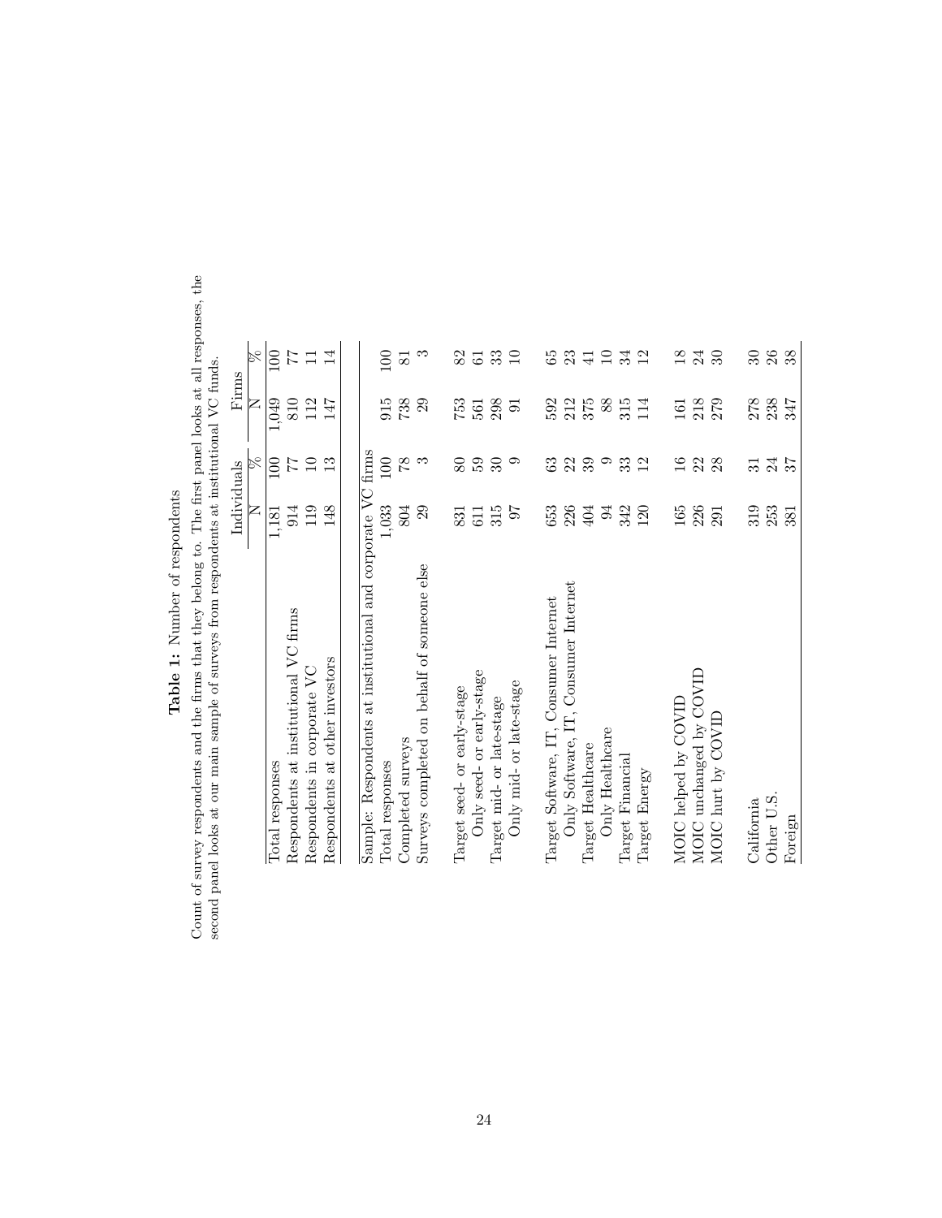**Table 1:** Number of respondents

Count of survey respondents and the firms that they belong to. The first panel looks at all responses, the second panel looks at our main sample of surveys from respondents at institutional VC funds.

| | Individuals | | Firms | |
|---|---|---|---|---|
| | N | % | N | % |
| Total responses | 1,181 | 100 | 1,049 | 100 |
| Respondents at institutional VC firms | 914 | 77 | 810 | 77 |
| Respondents in corporate VC | 119 | 10 | 112 | 11 |
| Respondents at other investors | 148 | 13 | 147 | 14 |
| Sample: Respondents at institutional and corporate VC firms | | | | |
| Total responses | 1,033 | 100 | 915 | 100 |
| Completed surveys | 804 | 78 | 738 | 81 |
| Surveys completed on behalf of someone else | 29 | 3 | 29 | 3 |
| Target seed- or early-stage | 831 | 80 | 753 | 82 |
| Only seed- or early-stage | 611 | 59 | 561 | 61 |
| Target mid- or late-stage | 315 | 30 | 298 | 33 |
| Only mid- or late-stage | 97 | 9 | 91 | 10 |
| Target Software, IT, Consumer Internet | 653 | 63 | 592 | 65 |
| Only Software, IT, Consumer Internet | 226 | 22 | 212 | 23 |
| Target Healthcare | 404 | 39 | 375 | 41 |
| Only Healthcare | 94 | 9 | 88 | 10 |
| Target Financial | 342 | 33 | 315 | 34 |
| Target Energy | 120 | 12 | 114 | 12 |
| MOIC helped by COVID | 165 | 16 | 161 | 18 |
| MOIC unchanged by COVID | 226 | 22 | 218 | 24 |
| MOIC hurt by COVID | 291 | 28 | 279 | 30 |
| California | 319 | 31 | 278 | 30 |
| Other U.S. | 253 | 24 | 238 | 26 |
| Foreign | 381 | 37 | 347 | 38 |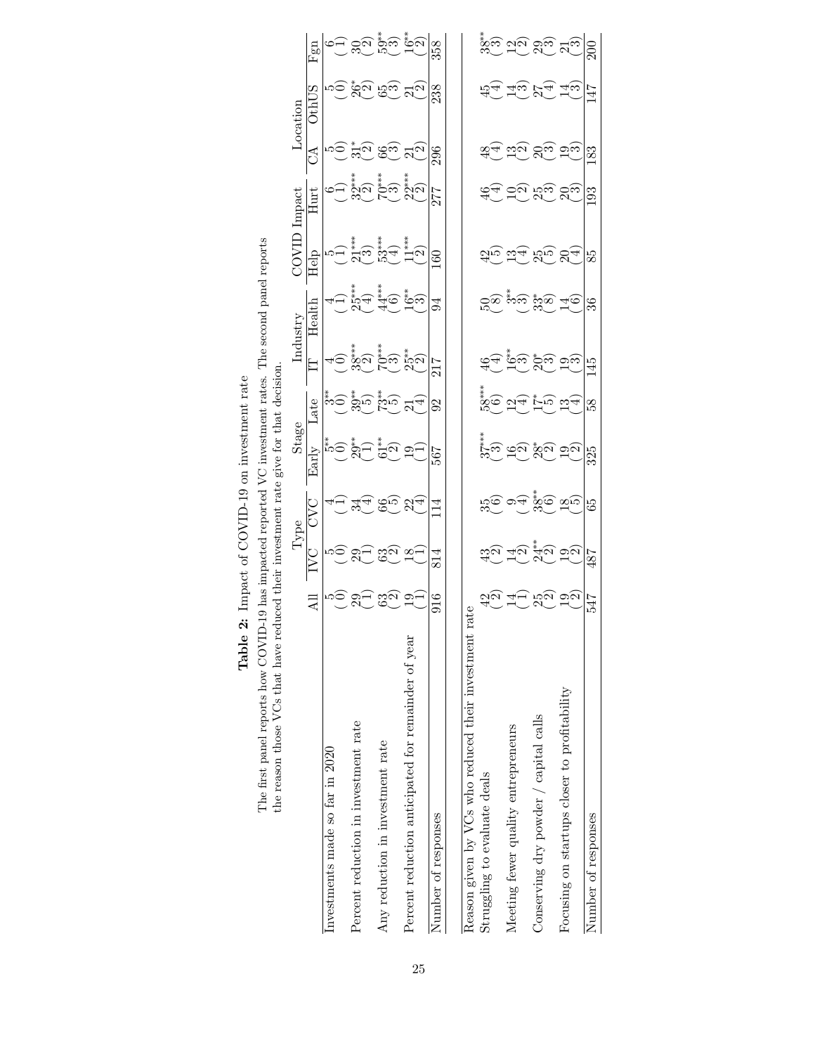**Table 2:** Impact of COVID-19 on investment rate

The first panel reports how COVID-19 has impacted reported VC investment rates. The second panel reports the reason those VCs that have reduced their investment rate give for that decision.

| | All | Type | | Stage | | Industry | | COVID Impact | | Location | | |
|---|---|---|---|---|---|---|---|---|---|---|---|---|
| | | IVC | CVC | Early | Late | IT | Health | Help | Hurt | CA | OthUS | Fgn |
| Investments made so far in 2020 | 5 (0) | 5 (0) | 4 (1) | 5** (0) | 3** (0) | 4 (0) | 4 (1) | 5 (1) | 6 (1) | 5 (0) | 5 (0) | 6 (1) |
| Percent reduction in investment rate | 29 (1) | 29 (1) | 34 (4) | 29** (1) | 39** (5) | 38*** (2) | 25*** (4) | 21*** (3) | 32*** (2) | 31* (2) | 26* (2) | 30 (2) |
| Any reduction in investment rate | 63 (2) | 63 (2) | 66 (5) | 61** (2) | 73** (5) | 70*** (3) | 44*** (6) | 53*** (4) | 70*** (3) | 66 (3) | 65 (3) | 59** (3) |
| Percent reduction anticipated for remainder of year | 19 (1) | 18 (1) | 22 (4) | 19 (1) | 21 (4) | 25** (2) | 16** (3) | 11*** (2) | 22*** (2) | 21 (2) | 21 (2) | 16** (2) |
| Number of responses | 916 | 814 | 114 | 567 | 92 | 217 | 94 | 160 | 277 | 296 | 238 | 358 |
| Reason given by VCs who reduced their investment rate | | | | | | | | | | | | |
| Struggling to evaluate deals | 42 (2) | 43 (2) | 35 (6) | 37*** (3) | 58*** (6) | 46 (4) | 50 (8) | 42 (5) | 46 (4) | 48 (4) | 45 (4) | 38** (3) |
| Meeting fewer quality entrepreneurs | 14 (1) | 14 (2) | 9 (4) | 16 (2) | 12 (4) | 16** (3) | 3** (3) | 13 (4) | 10 (2) | 13 (2) | 14 (3) | 12 (2) |
| Conserving dry powder / capital calls | 25 (2) | 24** (2) | 38** (6) | 28* (2) | 17* (5) | 20* (3) | 33* (8) | 25 (5) | 25 (3) | 20 (3) | 27 (4) | 29 (3) |
| Focusing on startups closer to profitability | 19 (2) | 19 (2) | 18 (5) | 19 (2) | 13 (4) | 19 (3) | 14 (6) | 20 (4) | 20 (3) | 19 (3) | 14 (3) | 21 (3) |
| Number of responses | 547 | 487 | 65 | 325 | 58 | 145 | 36 | 85 | 193 | 183 | 147 | 200 |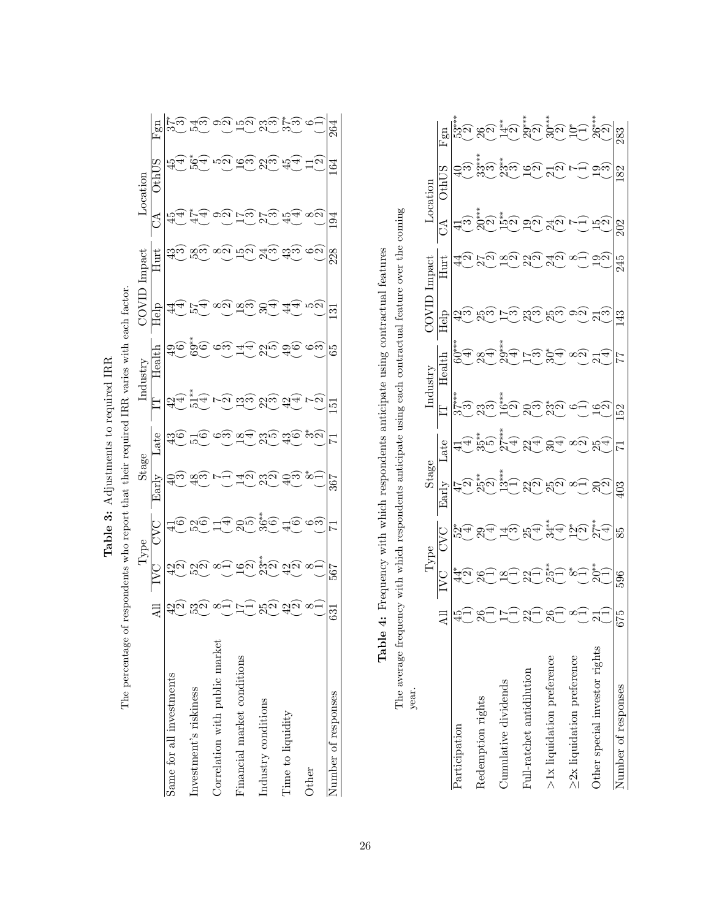**Table 3:** Adjustments to required IRR

The percentage of respondents who report that their required IRR varies with each factor.

| | All | Type | | Stage | | Industry | | COVID Impact | | Location | | |
|---|---|---|---|---|---|---|---|---|---|---|---|---|
| | | IVC | CVC | Early | Late | IT | Health | Help | Hurt | CA | OthUS | Fgn |
| Same for all investments | 42 | 42 | 41 | 40 | 43 | 42 | 49 | 44 | 43 | 45 | 45 | 37* |
| | (2) | (2) | (6) | (3) | (6) | (4) | (6) | (4) | (3) | (4) | (4) | (3) |
| Investment's riskiness | 53 | 52 | 52 | 48 | 51 | 51** | 69** | 57 | 58 | 47* | 56* | 54 |
| | (2) | (2) | (6) | (3) | (6) | (4) | (6) | (4) | (3) | (4) | (4) | (3) |
| Correlation with public market | 8 | 8 | 11 | 7 | 6 | 7 | 6 | 8 | 8 | 9 | 5 | 9 |
| | (1) | (1) | (4) | (1) | (3) | (2) | (3) | (2) | (2) | (2) | (2) | (2) |
| Financial market conditions | 17 | 16 | 20 | 14 | 18 | 13 | 14 | 18 | 15 | 17 | 16 | 15 |
| | (1) | (2) | (5) | (2) | (4) | (3) | (4) | (3) | (2) | (3) | (3) | (2) |
| Industry conditions | 25 | 23** | 36** | 23 | 23 | 22 | 22 | 30 | 24 | 27 | 22 | 23 |
| | (2) | (2) | (6) | (2) | (5) | (3) | (5) | (4) | (3) | (3) | (3) | (3) |
| Time to liquidity | 42 | 42 | 41 | 40 | 43 | 42 | 49 | 44 | 43 | 45 | 45 | 37* |
| | (2) | (2) | (6) | (3) | (6) | (4) | (6) | (4) | (3) | (4) | (4) | (3) |
| Other | 8 | 8 | 6 | 8* | 3* | 7 | 6 | 5 | 6 | 8 | 11 | 6 |
| | (1) | (1) | (3) | (1) | (2) | (2) | (3) | (2) | (2) | (2) | (2) | (1) |
| Number of responses | 631 | 567 | 71 | 367 | 71 | 151 | 65 | 131 | 228 | 194 | 164 | 264 |

**Table 4:** Frequency with which respondents anticipate using contractual features

The average frequency with which respondents anticipate using each contractual feature over the coming year.

| | All | Type | | Stage | | Industry | | COVID Impact | | Location | | |
|---|---|---|---|---|---|---|---|---|---|---|---|---|
| | | IVC | CVC | Early | Late | IT | Health | Help | Hurt | CA | OthUS | Fgn |
| Participation | 45 | 44* | 52* | 47 | 41 | 37*** | 60*** | 42 | 44 | 41 | 40 | 53*** |
| | (1) | (2) | (4) | (2) | (4) | (3) | (4) | (3) | (2) | (3) | (3) | (2) |
| Redemption rights | 26 | 26 | 29 | 25** | 35** | 23 | 28 | 25 | 27 | 20*** | 33*** | 26 |
| | (1) | (1) | (4) | (2) | (5) | (3) | (4) | (3) | (2) | (2) | (3) | (2) |
| Cumulative dividends | 17 | 18 | 14 | 13*** | 27*** | 16*** | 29*** | 17 | 18 | 15** | 23** | 14** |
| | (1) | (1) | (3) | (1) | (4) | (2) | (4) | (3) | (2) | (2) | (3) | (2) |
| Full-ratchet antidilution | 22 | 22 | 25 | 22 | 22 | 20 | 17 | 23 | 22 | 19 | 16 | 29*** |
| | (1) | (1) | (4) | (2) | (4) | (3) | (3) | (3) | (2) | (2) | (2) | (2) |
| >1x liquidation preference | 26 | 25** | 34** | 25 | 30 | 23* | 30* | 25 | 24 | 24 | 21 | 30*** |
| | (1) | (1) | (4) | (2) | (4) | (2) | (4) | (3) | (2) | (2) | (2) | (2) |
| ≥2x liquidation preference | 8 | 8* | 12* | 8 | 8 | 6 | 8 | 9 | 8 | 7 | 7 | 10* |
| | (1) | (1) | (2) | (1) | (2) | (1) | (2) | (2) | (1) | (1) | (1) | (1) |
| Other special investor rights | 21 | 20** | 27** | 20 | 25 | 16 | 21 | 21 | 19 | 15 | 19 | 26*** |
| | (1) | (1) | (4) | (2) | (4) | (2) | (4) | (3) | (2) | (2) | (3) | (2) |
| Number of responses | 675 | 596 | 85 | 403 | 71 | 152 | 77 | 143 | 245 | 202 | 182 | 283 |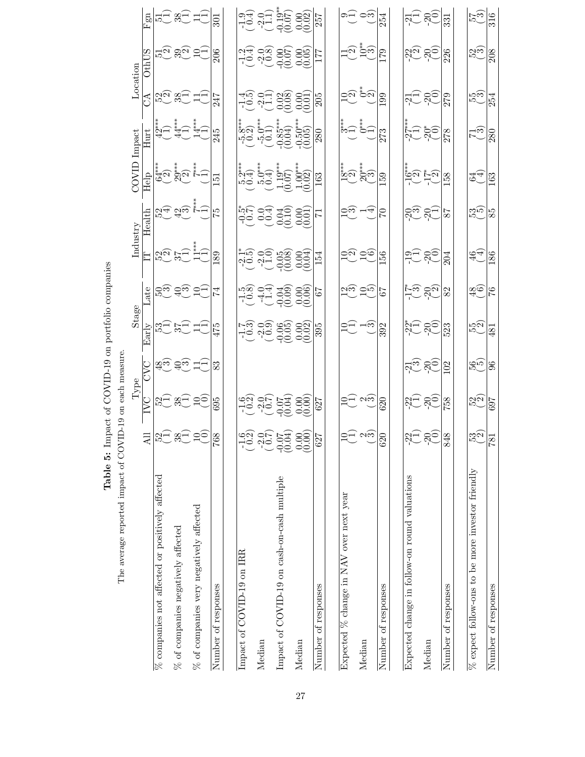**Table 5:** Impact of COVID-19 on portfolio companies

The average reported impact of COVID-19 on each measure.

| | All | Type | | Stage | | Industry | | COVID Impact | | Location | | |
|---|---|---|---|---|---|---|---|---|---|---|---|---|
| | | IVC | CVC | Early | Late | IT | Health | Help | Hurt | CA | OthUS | Fgn |
| % companies not affected or positively affected | 52 | 52 | 48 | 53 | 50 | 52 | 52 | 64*** | 42*** | 52 | 51 | 51 |
| | (1) | (1) | (3) | (1) | (3) | (2) | (4) | (2) | (1) | (2) | (2) | (1) |
| % of companies negatively affected | 38 | 38 | 40 | 37 | 40 | 37 | 42 | 29*** | 44*** | 38 | 39 | 38 |
| | (1) | (1) | (3) | (1) | (3) | (1) | (3) | (2) | (1) | (1) | (2) | (1) |
| % of companies very negatively affected | 10 | 10 | 11 | 11 | 10 | 11*** | 7*** | 7*** | 14*** | 11 | 10 | 11 |
| | (0) | (0) | (1) | (1) | (1) | (1) | (1) | (1) | (1) | (1) | (1) | (1) |
| Number of responses | 768 | 695 | 83 | 475 | 74 | 189 | 75 | 151 | 245 | 247 | 206 | 301 |
| | | | | | | | | | | | | |
| Impact of COVID-19 on IRR | -1.6 | -1.6 | | -1.7 | -1.5 | -2.1* | -0.5* | 5.2*** | -5.8*** | -1.4 | -1.2 | -1.9 |
| | (0.2) | (0.2) | | (0.3) | (0.8) | (0.5) | (0.7) | (0.4) | (0.2) | (0.5) | (0.4) | (0.4) |
| Median | -2.0 | -2.0 | | -2.0 | -4.0 | -2.0 | 0.0 | 5.0*** | -5.0*** | -2.0 | -2.0 | -2.0 |
| | (0.7) | (0.7) | | (0.9) | (1.4) | (1.0) | (0.4) | (0.4) | (0.1) | (1.1) | (0.8) | (1.1) |
| Impact of COVID-19 on cash-on-cash multiple | -0.07 | -0.07 | | -0.06 | -0.04 | -0.05 | 0.04 | 1.19*** | -0.85*** | 0.02 | -0.00 | -0.19** |
| | (0.04) | (0.04) | | (0.05) | (0.09) | (0.08) | (0.10) | (0.07) | (0.04) | (0.08) | (0.07) | (0.07) |
| Median | 0.00 | 0.00 | | 0.00 | 0.00 | 0.00 | 0.00 | 1.00*** | -0.50*** | 0.00 | 0.00 | 0.00 |
| | (0.00) | (0.00) | | (0.02) | (0.06) | (0.04) | (0.01) | (0.02) | (0.05) | (0.01) | (0.05) | (0.02) |
| Number of responses | 627 | 627 | | 395 | 67 | 154 | 71 | 163 | 280 | 205 | 177 | 257 |
| | | | | | | | | | | | | |
| Expected % change in NAV over next year | 10 | 10 | | 10 | 12 | 10 | 10 | 18*** | 3*** | 10 | 11 | 9 |
| | (1) | (1) | | (1) | (3) | (2) | (3) | (2) | (1) | (2) | (2) | (1) |
| Median | 2 | 2 | | 1 | 10 | 10 | 1 | 20*** | 0*** | 0** | 10** | 0 |
| | (3) | (3) | | (3) | (5) | (6) | (4) | (3) | (1) | (2) | (3) | (3) |
| Number of responses | 620 | 620 | | 392 | 67 | 156 | 70 | 159 | 273 | 199 | 179 | 254 |
| | | | | | | | | | | | | |
| Expected change in follow-on round valuations | -22 | -22 | -21 | -22* | -17* | -19 | -20 | -16*** | -27*** | -21 | -22 | -21 |
| | (1) | (1) | (3) | (1) | (3) | (1) | (3) | (2) | (1) | (1) | (2) | (1) |
| Median | -20 | -20 | -20 | -20 | -20 | -20 | -20 | -17* | -20* | -20 | -20 | -20 |
| | (0) | (0) | (0) | (0) | (2) | (0) | (1) | (2) | (0) | (0) | (0) | (0) |
| Number of responses | 848 | 758 | 102 | 523 | 82 | 204 | 87 | 158 | 278 | 279 | 226 | 331 |
| | | | | | | | | | | | | |
| % expect follow-ons to be more investor friendly | 53 | 52 | 56 | 55 | 48 | 46 | 53 | 64 | 71 | 55 | 52 | 57 |
| | (2) | (2) | (5) | (2) | (6) | (4) | (5) | (4) | (3) | (3) | (3) | (3) |
| Number of responses | 781 | 697 | 96 | 481 | 76 | 186 | 85 | 163 | 280 | 254 | 208 | 316 |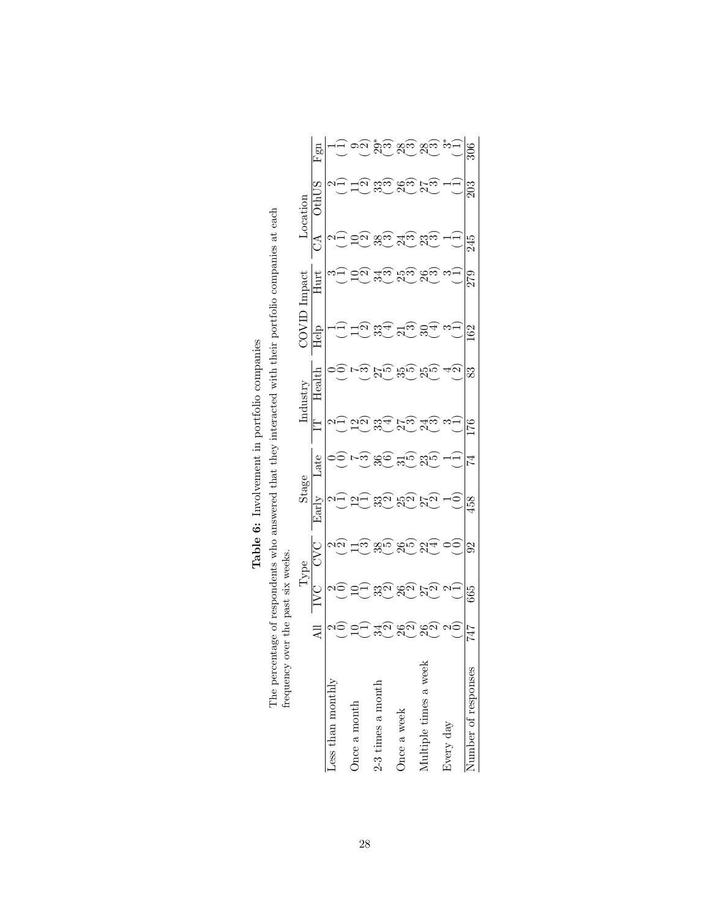**Table 6:** Involvement in portfolio companies

The percentage of respondents who answered that they interacted with their portfolio companies at each frequency over the past six weeks.

| | All | Type | | Stage | | Industry | | COVID Impact | | Location | | |
|---|---|---|---|---|---|---|---|---|---|---|---|---|
| | | IVC | CVC | Early | Late | IT | Health | Help | Hurt | CA | OthUS | Fgn |
| Less than monthly | 2 | 2 | 2 | 2 | 0 | 2 | 0 | 1 | 3 | 2 | 2 | 1 |
| | (0) | (0) | (2) | (1) | (0) | (1) | (0) | (1) | (1) | (1) | (1) | (1) |
| Once a month | 10 | 10 | 11 | 12 | 7 | 12 | 7 | 11 | 10 | 10 | 11 | 9 |
| | (1) | (1) | (3) | (1) | (3) | (2) | (3) | (2) | (2) | (2) | (2) | (2) |
| 2-3 times a month | 34 | 33 | 38 | 33 | 36 | 33 | 27 | 33 | 34 | 38 | 33 | 29* |
| | (2) | (2) | (5) | (2) | (6) | (4) | (5) | (4) | (3) | (3) | (3) | (3) |
| Once a week | 26 | 26 | 26 | 25 | 31 | 27 | 35 | 21 | 25 | 24 | 26 | 28 |
| | (2) | (2) | (5) | (2) | (5) | (3) | (5) | (3) | (3) | (3) | (3) | (3) |
| Multiple times a week | 26 | 27 | 22 | 27 | 23 | 24 | 25 | 30 | 26 | 23 | 27 | 28 |
| | (2) | (2) | (4) | (2) | (5) | (3) | (5) | (4) | (3) | (3) | (3) | (3) |
| Every day | 2 | 2 | 0 | 1 | 1 | 3 | 4 | 3 | 3 | 1 | 1 | 3* |
| | (0) | (1) | (0) | (0) | (1) | (1) | (2) | (1) | (1) | (1) | (1) | (1) |
| Number of responses | 747 | 665 | 92 | 458 | 74 | 176 | 83 | 162 | 279 | 245 | 203 | 306 |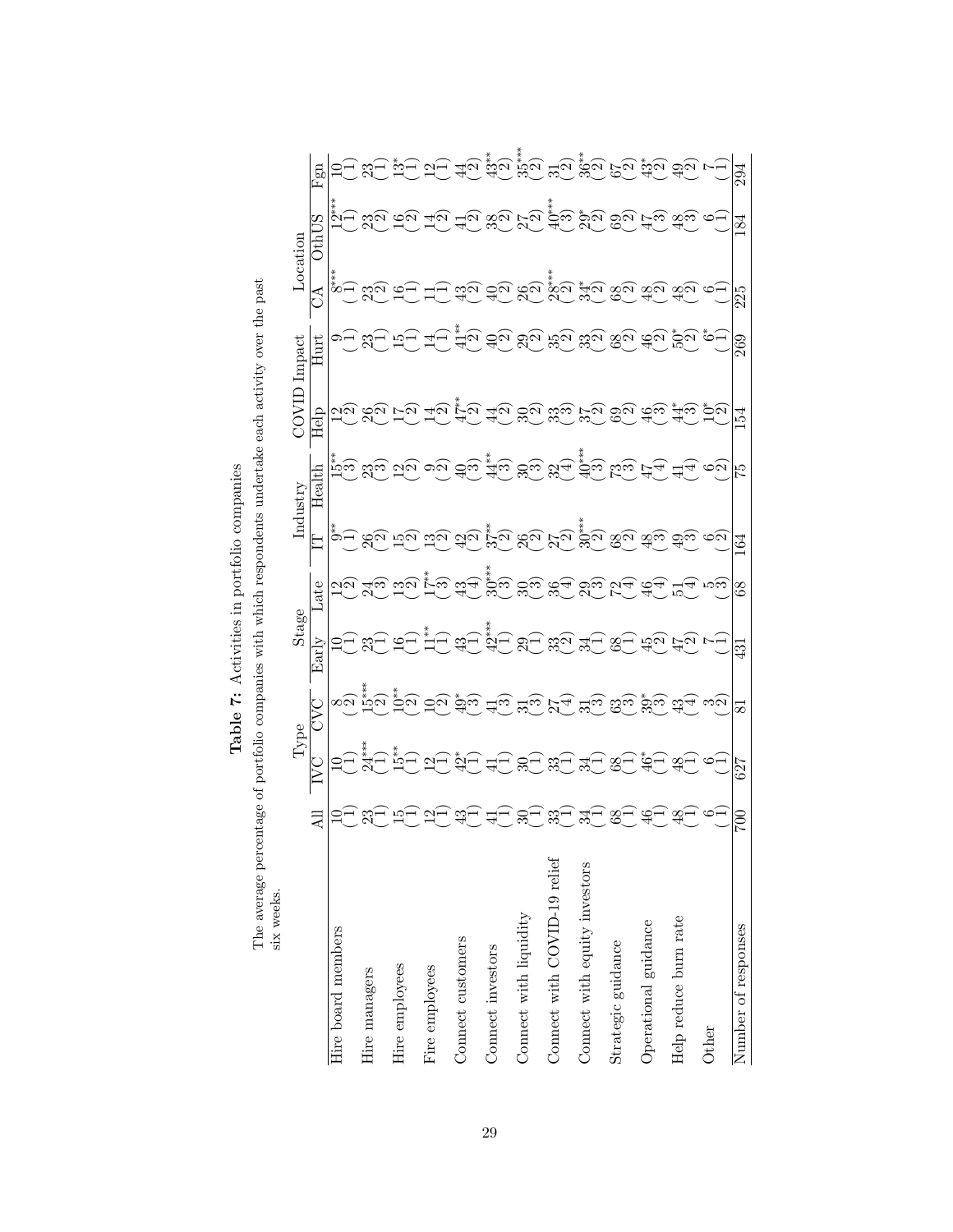**Table 7:** Activities in portfolio companies

The average percentage of portfolio companies with which respondents undertake each activity over the past six weeks.

| | All | Type | | Stage | | Industry | | COVID Impact | | Location | | |
|---|---|---|---|---|---|---|---|---|---|---|---|---|
| | | IVC | CVC | Early | Late | IT | Health | Help | Hurt | CA | OthUS | Fgn |
| Hire board members | 10 (1) | 10 (1) | 8 (2) | 10 (1) | 12 (2) | 9** (1) | 15** (3) | 12 (2) | 9 (1) | 8*** (1) | 12*** (1) | 10 (1) |
| Hire managers | 23 (1) | 24*** (1) | 15*** (2) | 23 (1) | 24 (3) | 26 (2) | 23 (3) | 26 (2) | 23 (1) | 23 (2) | 23 (2) | 23 (1) |
| Hire employees | 15 (1) | 15** (1) | 10** (2) | 16 (1) | 13 (2) | 15 (2) | 12 (2) | 17 (2) | 15 (1) | 16 (1) | 16 (2) | 13* (1) |
| Fire employees | 12 (1) | 12 (1) | 10 (2) | 11** (1) | 17** (3) | 13 (2) | 9 (2) | 14 (2) | 14 (1) | 11 (1) | 14 (2) | 12 (1) |
| Connect customers | 43 (1) | 42* (1) | 49* (3) | 43 (1) | 43 (4) | 42 (2) | 40 (3) | 47** (2) | 41** (2) | 43 (2) | 41 (2) | 44 (2) |
| Connect investors | 41 (1) | 41 (1) | 41 (3) | 42*** (1) | 30*** (3) | 37** (2) | 44** (3) | 44 (2) | 40 (2) | 40 (2) | 38 (2) | 43** (2) |
| Connect with liquidity | 30 (1) | 30 (1) | 31 (3) | 29 (1) | 30 (3) | 26 (2) | 30 (3) | 30 (2) | 29 (2) | 26 (2) | 27 (2) | 35*** (2) |
| Connect with COVID-19 relief | 33 (1) | 33 (1) | 27 (4) | 33 (2) | 36 (4) | 27 (2) | 32 (4) | 33 (3) | 35 (2) | 28*** (2) | 40*** (3) | 31 (2) |
| Connect with equity investors | 34 (1) | 34 (1) | 31 (3) | 34 (1) | 29 (3) | 30*** (2) | 40*** (3) | 37 (2) | 33 (2) | 34* (2) | 29* (2) | 36** (2) |
| Strategic guidance | 68 (1) | 68 (1) | 63 (3) | 68 (1) | 72 (4) | 68 (2) | 73 (3) | 69 (2) | 68 (2) | 68 (2) | 69 (2) | 67 (2) |
| Operational guidance | 46 (1) | 46* (1) | 39* (3) | 45 (2) | 46 (4) | 48 (3) | 47 (4) | 46 (3) | 46 (2) | 48 (2) | 47 (3) | 43* (2) |
| Help reduce burn rate | 48 (1) | 48 (1) | 43 (4) | 47 (2) | 51 (4) | 49 (3) | 41 (4) | 44* (3) | 50* (2) | 48 (2) | 48 (3) | 49 (2) |
| Other | 6 (1) | 6 (1) | 3 (2) | 7 (1) | 5 (3) | 6 (2) | 6 (2) | 10* (2) | 6* (1) | 6 (1) | 6 (1) | 7 (1) |
| Number of responses | 700 | 627 | 81 | 431 | 68 | 164 | 75 | 154 | 269 | 225 | 184 | 294 |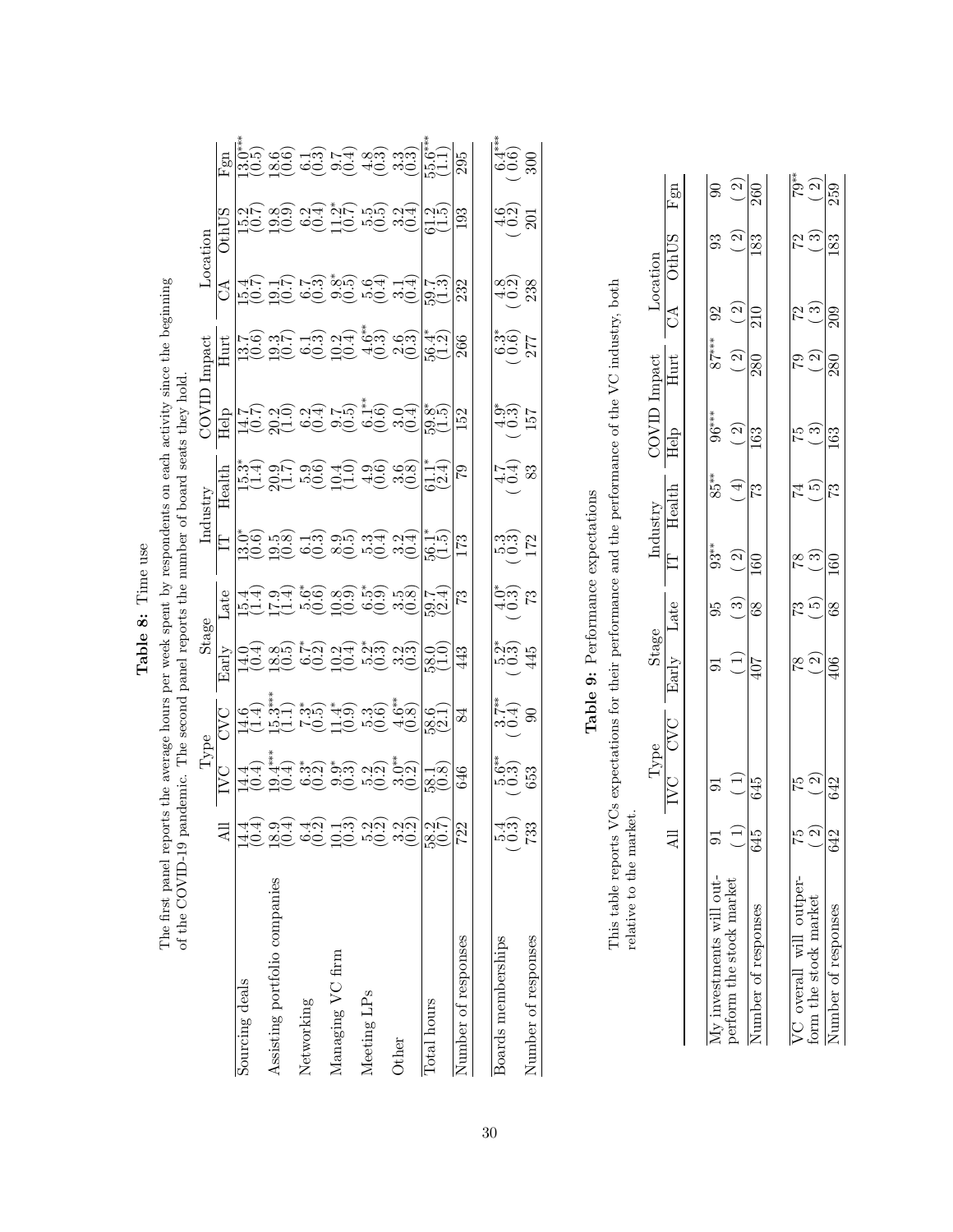**Table 8:** Time use

The first panel reports the average hours per week spent by respondents on each activity since the beginning of the COVID-19 pandemic. The second panel reports the number of board seats they hold.

| | | Type | | Stage | | Industry | | COVID Impact | | Location | | |
|---|---|---|---|---|---|---|---|---|---|---|---|---|
| | All | IVC | CVC | Early | Late | IT | Health | Help | Hurt | CA | OthUS | Fgn |
| Sourcing deals | 14.4 | 14.4 | 14.6 | 14.0 | 15.4 | 13.0* | 15.3* | 14.7 | 13.7 | 15.4 | 15.2 | 13.0*** |
| | (0.4) | (0.4) | (1.4) | (0.4) | (1.4) | (0.6) | (1.4) | (0.7) | (0.6) | (0.7) | (0.7) | (0.5) |
| Assisting portfolio companies | 18.9 | 19.4*** | 15.3*** | 18.8 | 17.9 | 19.5 | 20.9 | 20.2 | 19.3 | 19.1 | 19.8 | 18.6 |
| | (0.4) | (0.4) | (1.1) | (0.5) | (1.4) | (0.8) | (1.7) | (1.0) | (0.7) | (0.7) | (0.9) | (0.6) |
| Networking | 6.4 | 6.3* | 7.3* | 6.7* | 5.6* | 6.1 | 5.9 | 6.2 | 6.1 | 6.7 | 6.2 | 6.1 |
| | (0.2) | (0.2) | (0.5) | (0.2) | (0.6) | (0.3) | (0.6) | (0.4) | (0.3) | (0.3) | (0.4) | (0.3) |
| Managing VC firm | 10.1 | 9.9* | 11.4* | 10.2 | 10.8 | 8.9 | 10.4 | 9.7 | 10.2 | 9.8* | 11.2* | 9.7 |
| | (0.3) | (0.3) | (0.9) | (0.4) | (0.9) | (0.5) | (1.0) | (0.5) | (0.4) | (0.5) | (0.7) | (0.4) |
| Meeting LPs | 5.2 | 5.2 | 5.3 | 5.2* | 6.5* | 5.3 | 4.9 | 6.1** | 4.6** | 5.6 | 5.5 | 4.8 |
| | (0.2) | (0.2) | (0.6) | (0.3) | (0.9) | (0.4) | (0.6) | (0.6) | (0.3) | (0.4) | (0.5) | (0.3) |
| Other | 3.2 | 3.0** | 4.6** | 3.2 | 3.5 | 3.2 | 3.6 | 3.0 | 2.6 | 3.1 | 3.2 | 3.3 |
| | (0.2) | (0.2) | (0.8) | (0.3) | (0.8) | (0.4) | (0.8) | (0.4) | (0.3) | (0.4) | (0.4) | (0.3) |
| Total hours | 58.2 | 58.1 | 58.6 | 58.0 | 59.7 | 56.1* | 61.1* | 59.8* | 56.4* | 59.7 | 61.2 | 55.6*** |
| | (0.7) | (0.8) | (2.1) | (1.0) | (2.4) | (1.5) | (2.4) | (1.5) | (1.2) | (1.3) | (1.5) | (1.1) |
| Number of responses | 722 | 646 | 84 | 443 | 73 | 173 | 79 | 152 | 266 | 232 | 193 | 295 |
| Boards memberships | 5.4 | 5.6** | 3.7** | 5.2* | 4.0* | 5.3 | 4.7 | 4.9* | 6.3* | 4.8 | 4.6 | 6.4*** |
| | (0.3) | (0.3) | (0.4) | (0.3) | (0.3) | (0.3) | (0.4) | (0.3) | (0.6) | (0.2) | (0.2) | (0.6) |
| Number of responses | 733 | 653 | 90 | 445 | 73 | 172 | 83 | 157 | 277 | 238 | 201 | 300 |

**Table 9:** Performance expectations

This table reports VCs expectations for their performance and the performance of the VC industry, both relative to the market.

| | | Type | | Stage | | Industry | | COVID Impact | | Location | | |
|---|---|---|---|---|---|---|---|---|---|---|---|---|
| | All | IVC | CVC | Early | Late | IT | Health | Help | Hurt | CA | OthUS | Fgn |
| My investments will outperform the stock market | 91 | 91 | | 91 | 95 | 93** | 85** | 96*** | 87*** | 92 | 93 | 90 |
| | (1) | (1) | | (1) | (3) | (2) | (4) | (2) | (2) | (2) | (2) | (2) |
| Number of responses | 645 | 645 | | 407 | 68 | 160 | 73 | 163 | 280 | 210 | 183 | 260 |
| VC overall will outperform the stock market | 75 | 75 | | 78 | 73 | 78 | 74 | 75 | 79 | 72 | 72 | 79** |
| | (2) | (2) | | (2) | (5) | (3) | (5) | (3) | (2) | (3) | (3) | (2) |
| Number of responses | 642 | 642 | | 406 | 68 | 160 | 73 | 163 | 280 | 209 | 183 | 259 |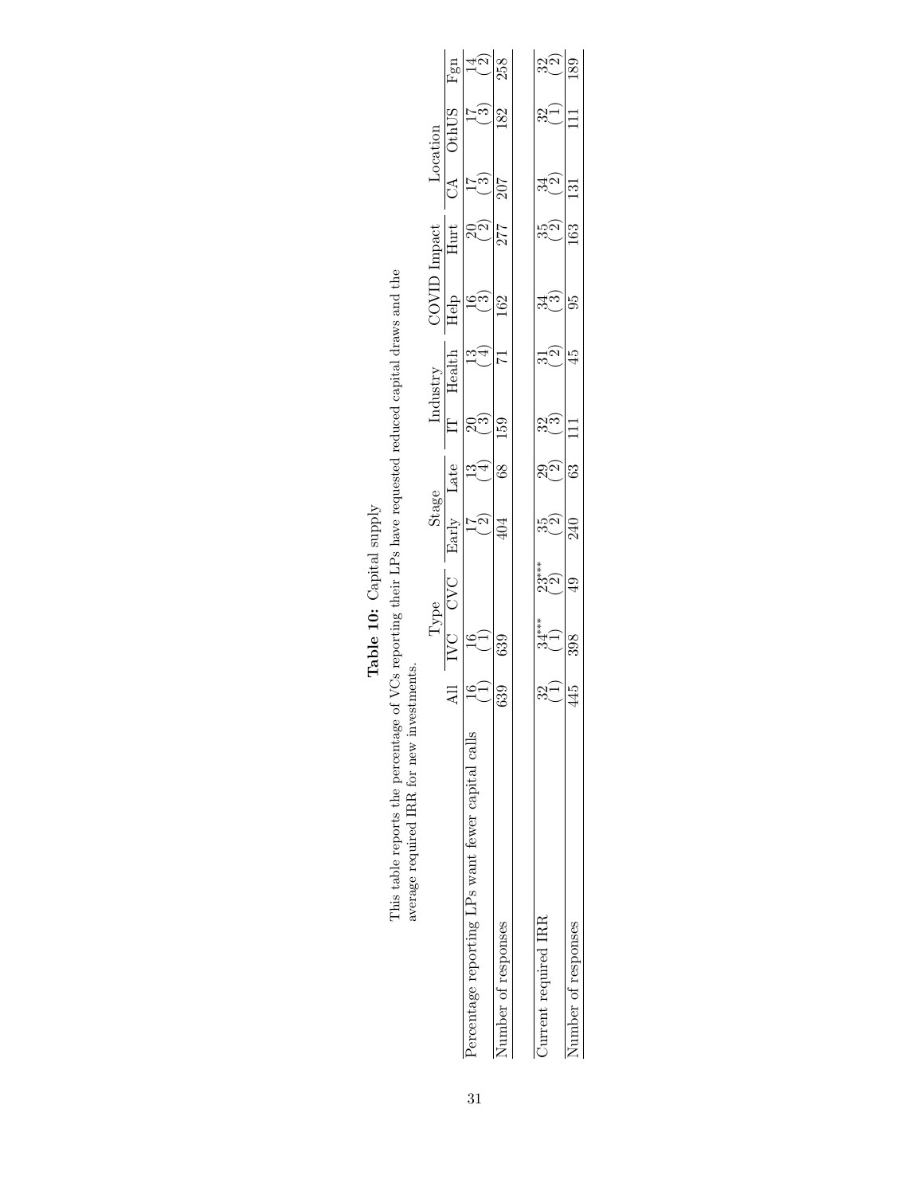**Table 10:** Capital supply

This table reports the percentage of VCs reporting their LPs have requested reduced capital draws and the average required IRR for new investments.

| | All | Type | | Stage | | Industry | | COVID Impact | | Location | | |
|---|---|---|---|---|---|---|---|---|---|---|---|---|
| | | IVC | CVC | Early | Late | IT | Health | Help | Hurt | CA | OthUS | Fgn |
| Percentage reporting LPs want fewer capital calls | 16 (1) | 16 (1) | | 17 (2) | 13 (4) | 20 (3) | 13 (4) | 16 (3) | 20 (2) | 17 (3) | 17 (3) | 14 (2) |
| Number of responses | 639 | 639 | | 404 | 68 | 159 | 71 | 162 | 277 | 207 | 182 | 258 |
| Current required IRR | 32 (1) | 34*** (1) | 23*** (2) | 35 (2) | 29 (2) | 32 (3) | 31 (2) | 34 (3) | 35 (2) | 34 (2) | 32 (1) | 32 (2) |
| Number of responses | 445 | 398 | 49 | 240 | 63 | 111 | 45 | 95 | 163 | 131 | 111 | 189 |